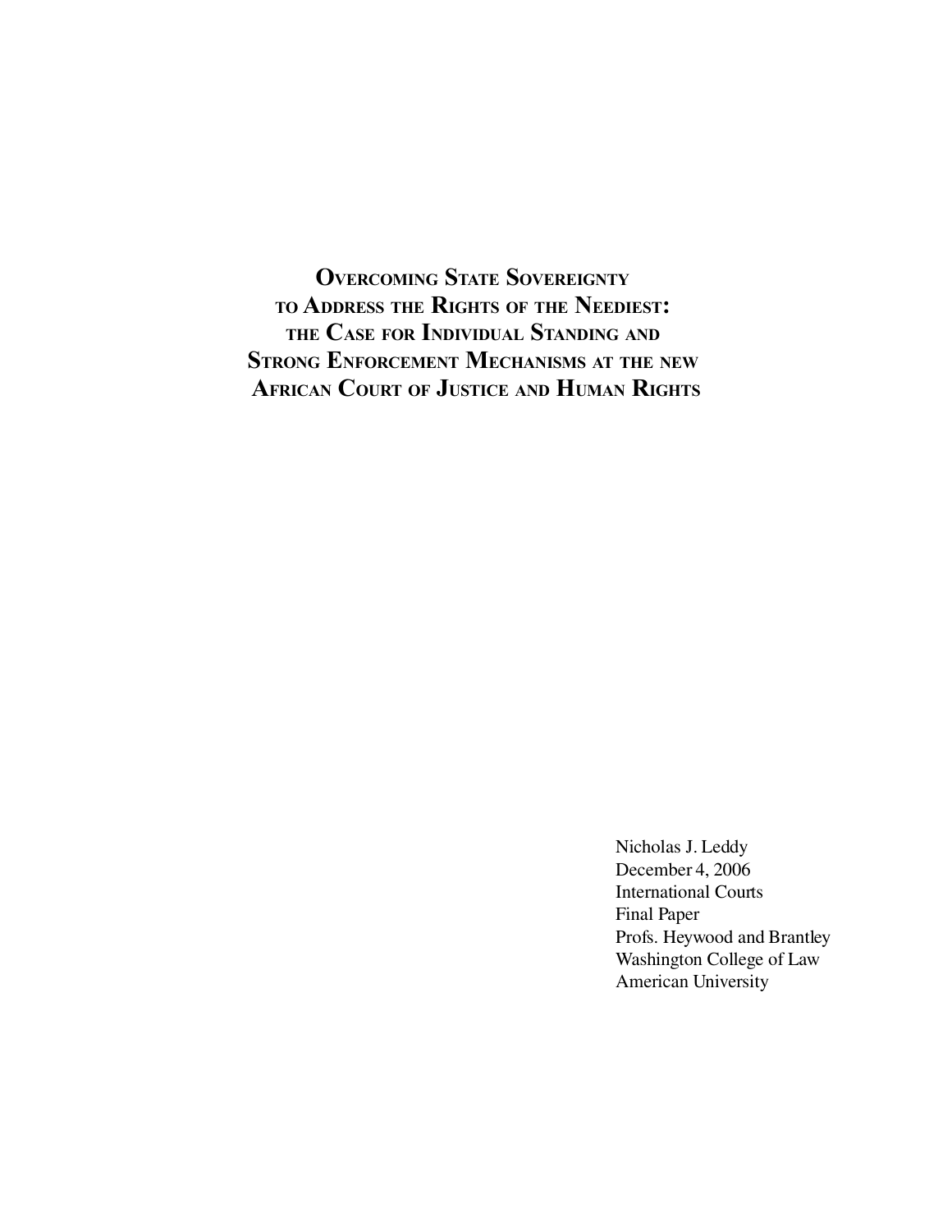# Overcoming State Sovereignty to Address the Rights of the Neediest: the Case for Individual Standing and Strong Enforcement Mechanisms at the new African Court of Justice and Human Rights

Nicholas J. Leddy
December 4, 2006
International Courts
Final Paper
Profs. Heywood and Brantley
Washington College of Law
American University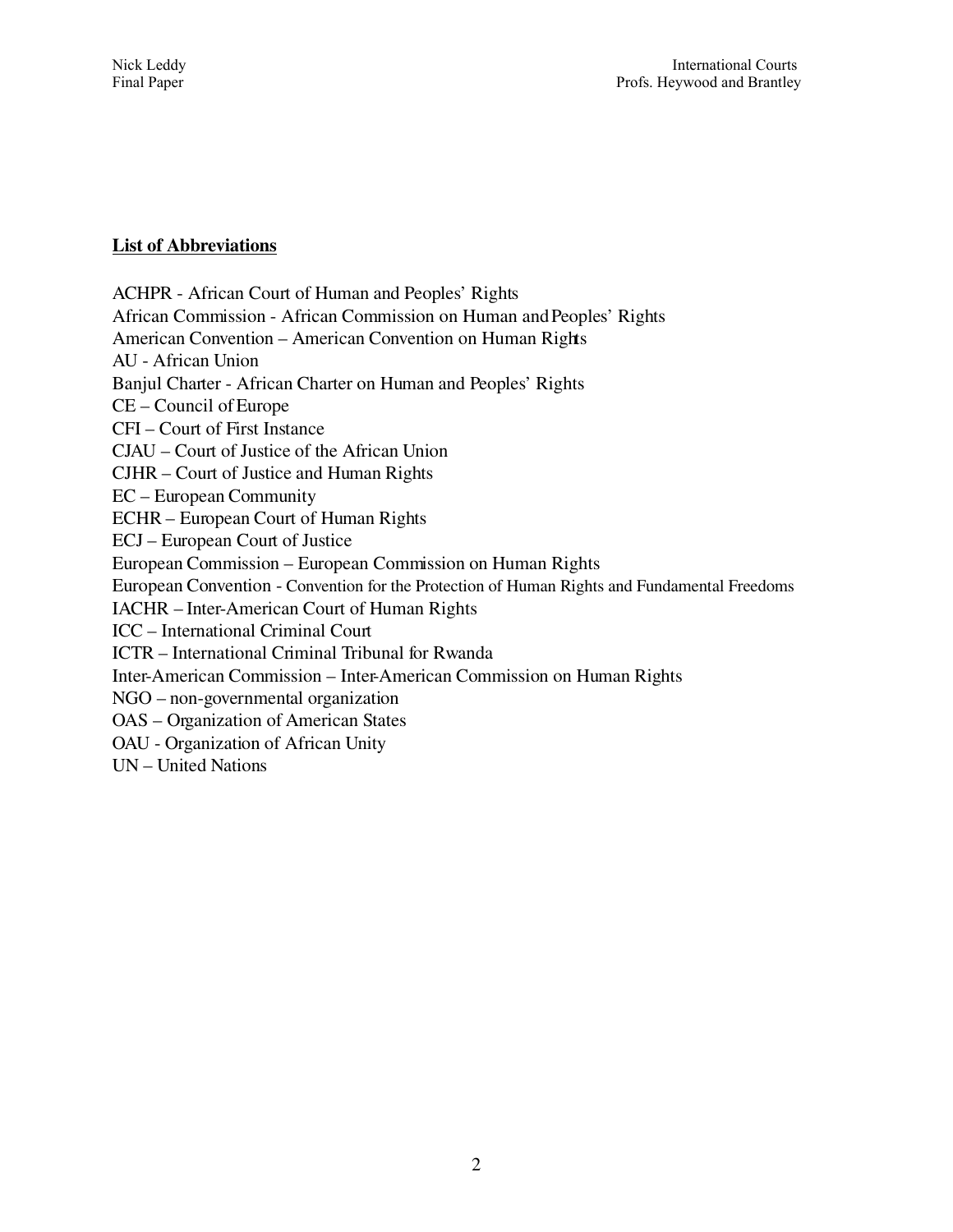**List of Abbreviations**

ACHPR - African Court of Human and Peoples' Rights
African Commission - African Commission on Human and Peoples' Rights
American Convention – American Convention on Human Rights
AU - African Union
Banjul Charter - African Charter on Human and Peoples' Rights
CE – Council of Europe
CFI – Court of First Instance
CJAU – Court of Justice of the African Union
CJHR – Court of Justice and Human Rights
EC – European Community
ECHR – European Court of Human Rights
ECJ – European Court of Justice
European Commission – European Commission on Human Rights
European Convention - Convention for the Protection of Human Rights and Fundamental Freedoms
IACHR – Inter-American Court of Human Rights
ICC – International Criminal Court
ICTR – International Criminal Tribunal for Rwanda
Inter-American Commission – Inter-American Commission on Human Rights
NGO – non-governmental organization
OAS – Organization of American States
OAU - Organization of African Unity
UN – United Nations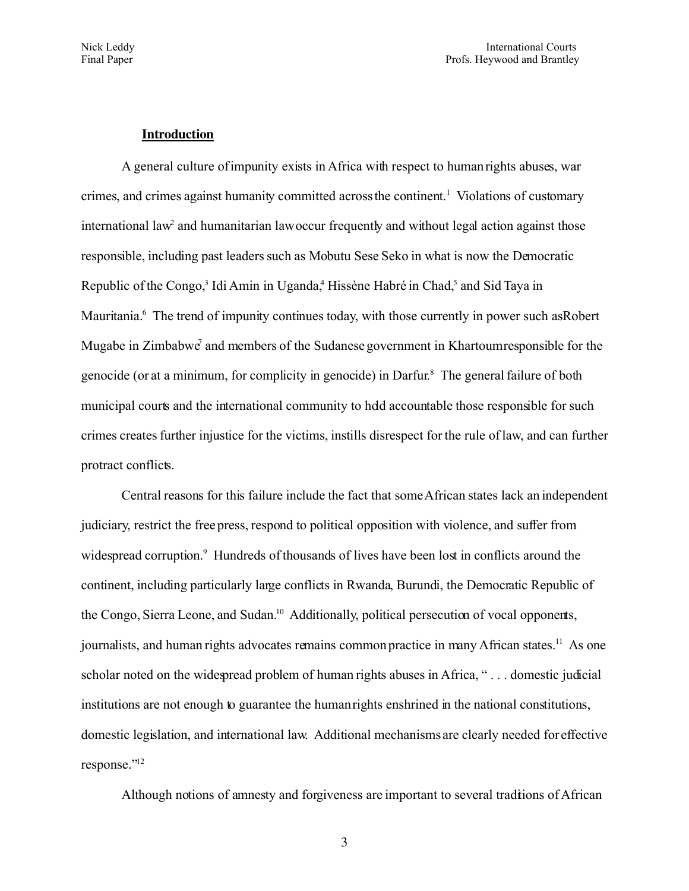## Introduction

A general culture of impunity exists in Africa with respect to human rights abuses, war crimes, and crimes against humanity committed across the continent.[1] Violations of customary international law[2] and humanitarian law occur frequently and without legal action against those responsible, including past leaders such as Mobutu Sese Seko in what is now the Democratic Republic of the Congo,[3] Idi Amin in Uganda,[4] Hissène Habré in Chad,[5] and Sid Taya in Mauritania.[6] The trend of impunity continues today, with those currently in power such as Robert Mugabe in Zimbabwe[7] and members of the Sudanese government in Khartoum responsible for the genocide (or at a minimum, for complicity in genocide) in Darfur.[8] The general failure of both municipal courts and the international community to hold accountable those responsible for such crimes creates further injustice for the victims, instills disrespect for the rule of law, and can further protract conflicts.

Central reasons for this failure include the fact that some African states lack an independent judiciary, restrict the free press, respond to political opposition with violence, and suffer from widespread corruption.[9] Hundreds of thousands of lives have been lost in conflicts around the continent, including particularly large conflicts in Rwanda, Burundi, the Democratic Republic of the Congo, Sierra Leone, and Sudan.[10] Additionally, political persecution of vocal opponents, journalists, and human rights advocates remains common practice in many African states.[11] As one scholar noted on the widespread problem of human rights abuses in Africa, " . . . domestic judicial institutions are not enough to guarantee the human rights enshrined in the national constitutions, domestic legislation, and international law. Additional mechanisms are clearly needed for effective response."[12]

Although notions of amnesty and forgiveness are important to several traditions of African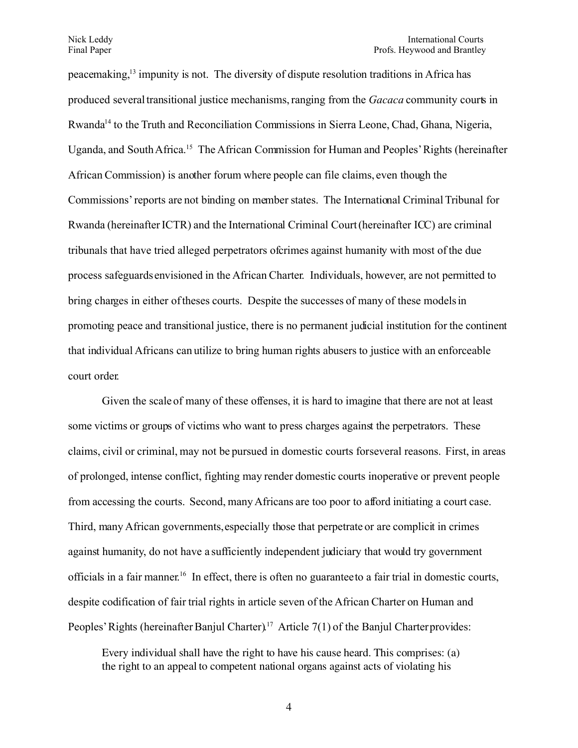peacemaking,[13] impunity is not. The diversity of dispute resolution traditions in Africa has produced several transitional justice mechanisms, ranging from the *Gacaca* community courts in Rwanda[14] to the Truth and Reconciliation Commissions in Sierra Leone, Chad, Ghana, Nigeria, Uganda, and South Africa.[15] The African Commission for Human and Peoples' Rights (hereinafter African Commission) is another forum where people can file claims, even though the Commissions' reports are not binding on member states. The International Criminal Tribunal for Rwanda (hereinafter ICTR) and the International Criminal Court (hereinafter ICC) are criminal tribunals that have tried alleged perpetrators ofcrimes against humanity with most of the due process safeguards envisioned in the African Charter. Individuals, however, are not permitted to bring charges in either of theses courts. Despite the successes of many of these models in promoting peace and transitional justice, there is no permanent judicial institution for the continent that individual Africans can utilize to bring human rights abusers to justice with an enforceable court order.

Given the scale of many of these offenses, it is hard to imagine that there are not at least some victims or groups of victims who want to press charges against the perpetrators. These claims, civil or criminal, may not be pursued in domestic courts forseveral reasons. First, in areas of prolonged, intense conflict, fighting may render domestic courts inoperative or prevent people from accessing the courts. Second, many Africans are too poor to afford initiating a court case. Third, many African governments, especially those that perpetrate or are complicit in crimes against humanity, do not have a sufficiently independent judiciary that would try government officials in a fair manner.[16] In effect, there is often no guarantee to a fair trial in domestic courts, despite codification of fair trial rights in article seven of the African Charter on Human and Peoples' Rights (hereinafter Banjul Charter).[17] Article 7(1) of the Banjul Charter provides:

> Every individual shall have the right to have his cause heard. This comprises: (a) the right to an appeal to competent national organs against acts of violating his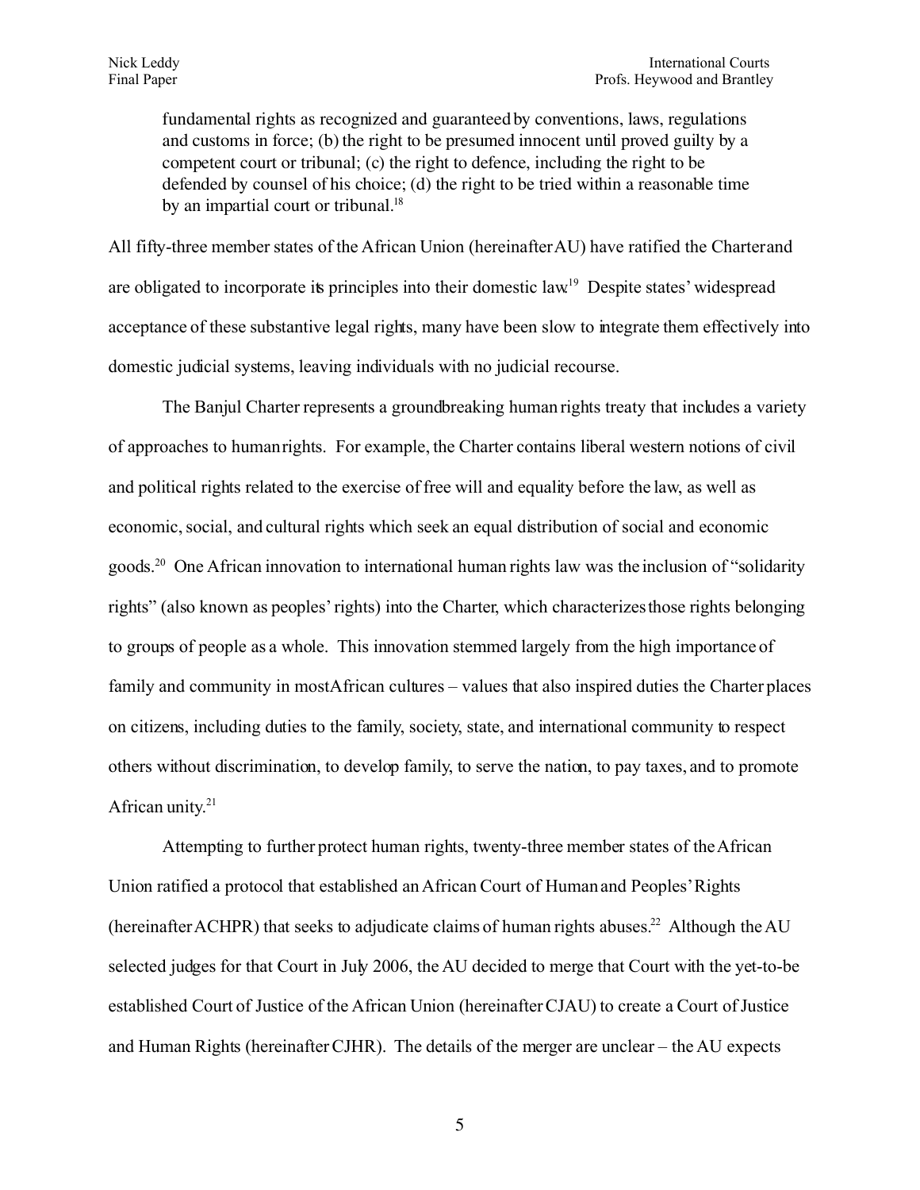> fundamental rights as recognized and guaranteed by conventions, laws, regulations and customs in force; (b) the right to be presumed innocent until proved guilty by a competent court or tribunal; (c) the right to defence, including the right to be defended by counsel of his choice; (d) the right to be tried within a reasonable time by an impartial court or tribunal.[18]

All fifty-three member states of the African Union (hereinafter AU) have ratified the Charter and are obligated to incorporate its principles into their domestic law.[19] Despite states' widespread acceptance of these substantive legal rights, many have been slow to integrate them effectively into domestic judicial systems, leaving individuals with no judicial recourse.

The Banjul Charter represents a groundbreaking human rights treaty that includes a variety of approaches to human rights. For example, the Charter contains liberal western notions of civil and political rights related to the exercise of free will and equality before the law, as well as economic, social, and cultural rights which seek an equal distribution of social and economic goods.[20] One African innovation to international human rights law was the inclusion of "solidarity rights" (also known as peoples' rights) into the Charter, which characterizes those rights belonging to groups of people as a whole. This innovation stemmed largely from the high importance of family and community in most African cultures – values that also inspired duties the Charter places on citizens, including duties to the family, society, state, and international community to respect others without discrimination, to develop family, to serve the nation, to pay taxes, and to promote African unity.[21]

Attempting to further protect human rights, twenty-three member states of the African Union ratified a protocol that established an African Court of Human and Peoples' Rights (hereinafter ACHPR) that seeks to adjudicate claims of human rights abuses.[22] Although the AU selected judges for that Court in July 2006, the AU decided to merge that Court with the yet-to-be established Court of Justice of the African Union (hereinafter CJAU) to create a Court of Justice and Human Rights (hereinafter CJHR). The details of the merger are unclear – the AU expects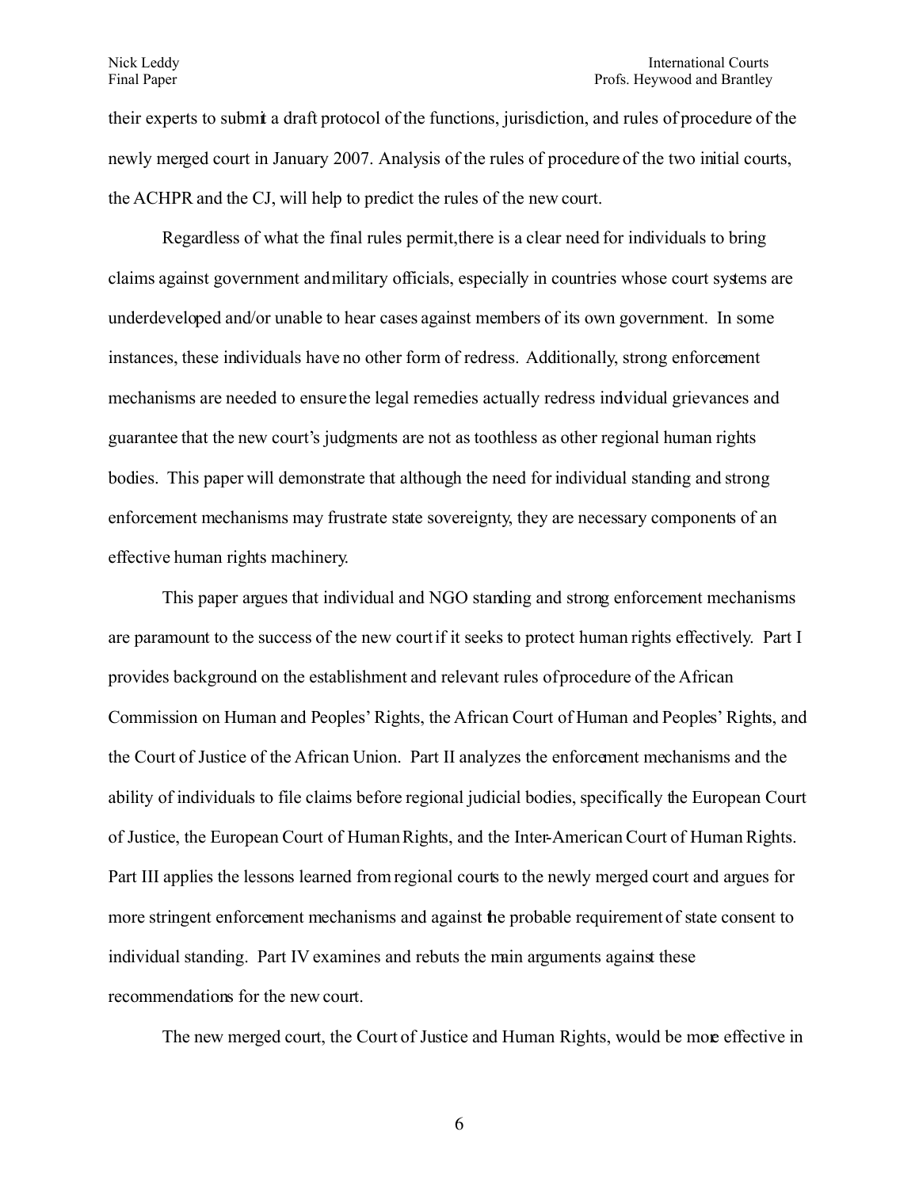their experts to submit a draft protocol of the functions, jurisdiction, and rules of procedure of the newly merged court in January 2007. Analysis of the rules of procedure of the two initial courts, the ACHPR and the CJ, will help to predict the rules of the new court.

Regardless of what the final rules permit, there is a clear need for individuals to bring claims against government and military officials, especially in countries whose court systems are underdeveloped and/or unable to hear cases against members of its own government. In some instances, these individuals have no other form of redress. Additionally, strong enforcement mechanisms are needed to ensure the legal remedies actually redress individual grievances and guarantee that the new court's judgments are not as toothless as other regional human rights bodies. This paper will demonstrate that although the need for individual standing and strong enforcement mechanisms may frustrate state sovereignty, they are necessary components of an effective human rights machinery.

This paper argues that individual and NGO standing and strong enforcement mechanisms are paramount to the success of the new court if it seeks to protect human rights effectively. Part I provides background on the establishment and relevant rules of procedure of the African Commission on Human and Peoples' Rights, the African Court of Human and Peoples' Rights, and the Court of Justice of the African Union. Part II analyzes the enforcement mechanisms and the ability of individuals to file claims before regional judicial bodies, specifically the European Court of Justice, the European Court of Human Rights, and the Inter-American Court of Human Rights. Part III applies the lessons learned from regional courts to the newly merged court and argues for more stringent enforcement mechanisms and against the probable requirement of state consent to individual standing. Part IV examines and rebuts the main arguments against these recommendations for the new court.

The new merged court, the Court of Justice and Human Rights, would be more effective in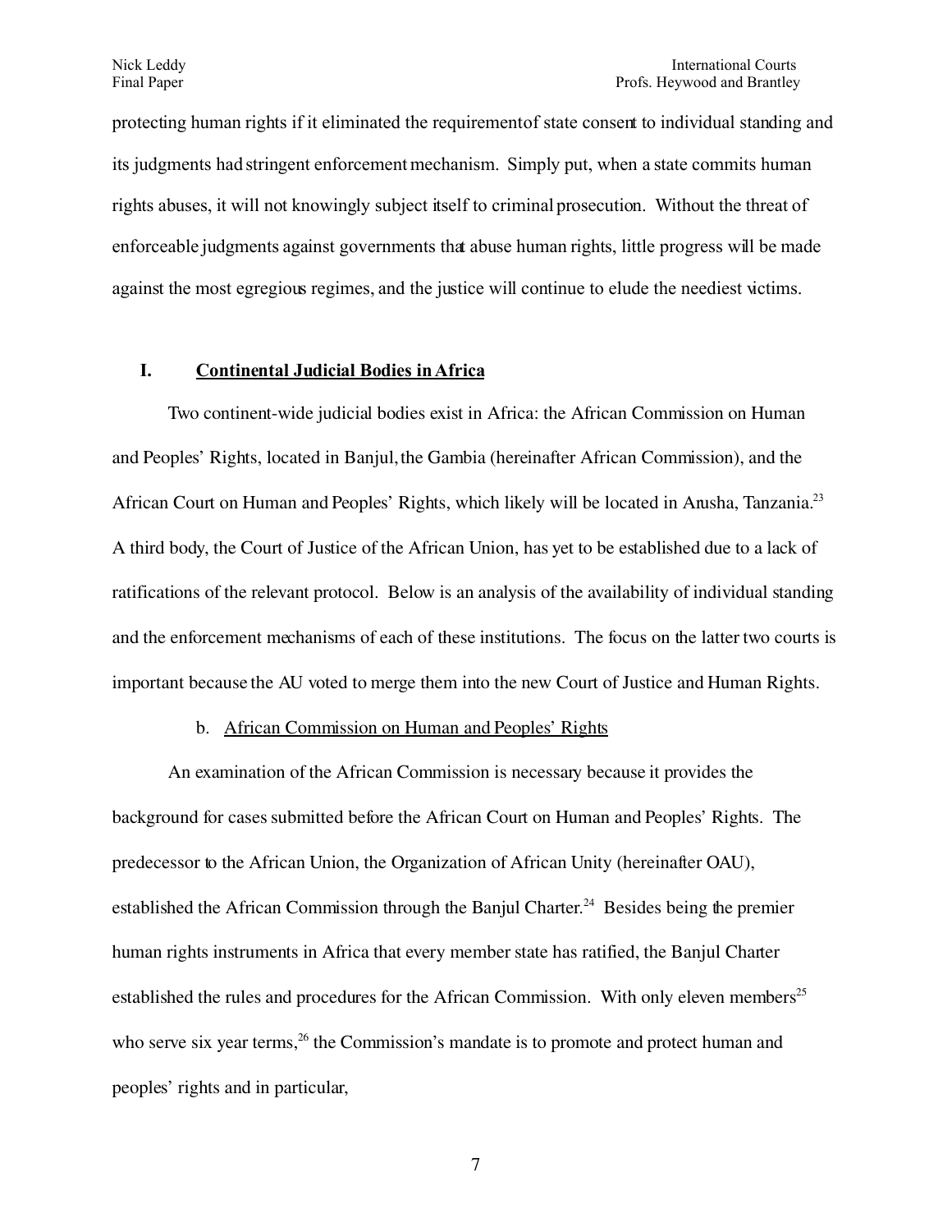protecting human rights if it eliminated the requirementof state consent to individual standing and its judgments had stringent enforcement mechanism. Simply put, when a state commits human rights abuses, it will not knowingly subject itself to criminal prosecution. Without the threat of enforceable judgments against governments that abuse human rights, little progress will be made against the most egregious regimes, and the justice will continue to elude the neediest victims.

## I. Continental Judicial Bodies in Africa

Two continent-wide judicial bodies exist in Africa: the African Commission on Human and Peoples' Rights, located in Banjul, the Gambia (hereinafter African Commission), and the African Court on Human and Peoples' Rights, which likely will be located in Arusha, Tanzania.[23] A third body, the Court of Justice of the African Union, has yet to be established due to a lack of ratifications of the relevant protocol. Below is an analysis of the availability of individual standing and the enforcement mechanisms of each of these institutions. The focus on the latter two courts is important because the AU voted to merge them into the new Court of Justice and Human Rights.

### b. African Commission on Human and Peoples' Rights

An examination of the African Commission is necessary because it provides the background for cases submitted before the African Court on Human and Peoples' Rights. The predecessor to the African Union, the Organization of African Unity (hereinafter OAU), established the African Commission through the Banjul Charter.[24] Besides being the premier human rights instruments in Africa that every member state has ratified, the Banjul Charter established the rules and procedures for the African Commission. With only eleven members[25] who serve six year terms,[26] the Commission's mandate is to promote and protect human and peoples' rights and in particular,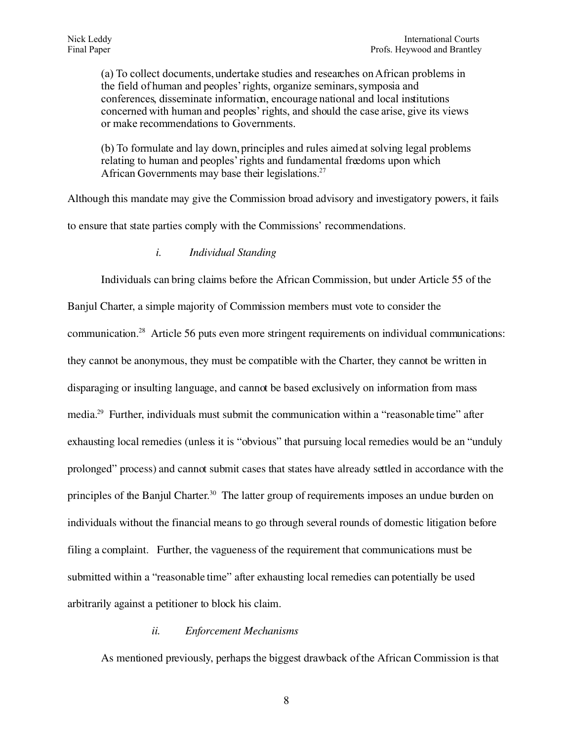> (a) To collect documents, undertake studies and researches on African problems in the field of human and peoples' rights, organize seminars, symposia and conferences, disseminate information, encourage national and local institutions concerned with human and peoples' rights, and should the case arise, give its views or make recommendations to Governments.
>
> (b) To formulate and lay down, principles and rules aimed at solving legal problems relating to human and peoples' rights and fundamental freedoms upon which African Governments may base their legislations.[27]

Although this mandate may give the Commission broad advisory and investigatory powers, it fails to ensure that state parties comply with the Commissions' recommendations.

*i. Individual Standing*

Individuals can bring claims before the African Commission, but under Article 55 of the Banjul Charter, a simple majority of Commission members must vote to consider the communication.[28] Article 56 puts even more stringent requirements on individual communications: they cannot be anonymous, they must be compatible with the Charter, they cannot be written in disparaging or insulting language, and cannot be based exclusively on information from mass media.[29] Further, individuals must submit the communication within a "reasonable time" after exhausting local remedies (unless it is "obvious" that pursuing local remedies would be an "unduly prolonged" process) and cannot submit cases that states have already settled in accordance with the principles of the Banjul Charter.[30] The latter group of requirements imposes an undue burden on individuals without the financial means to go through several rounds of domestic litigation before filing a complaint. Further, the vagueness of the requirement that communications must be submitted within a "reasonable time" after exhausting local remedies can potentially be used arbitrarily against a petitioner to block his claim.

*ii. Enforcement Mechanisms*

As mentioned previously, perhaps the biggest drawback of the African Commission is that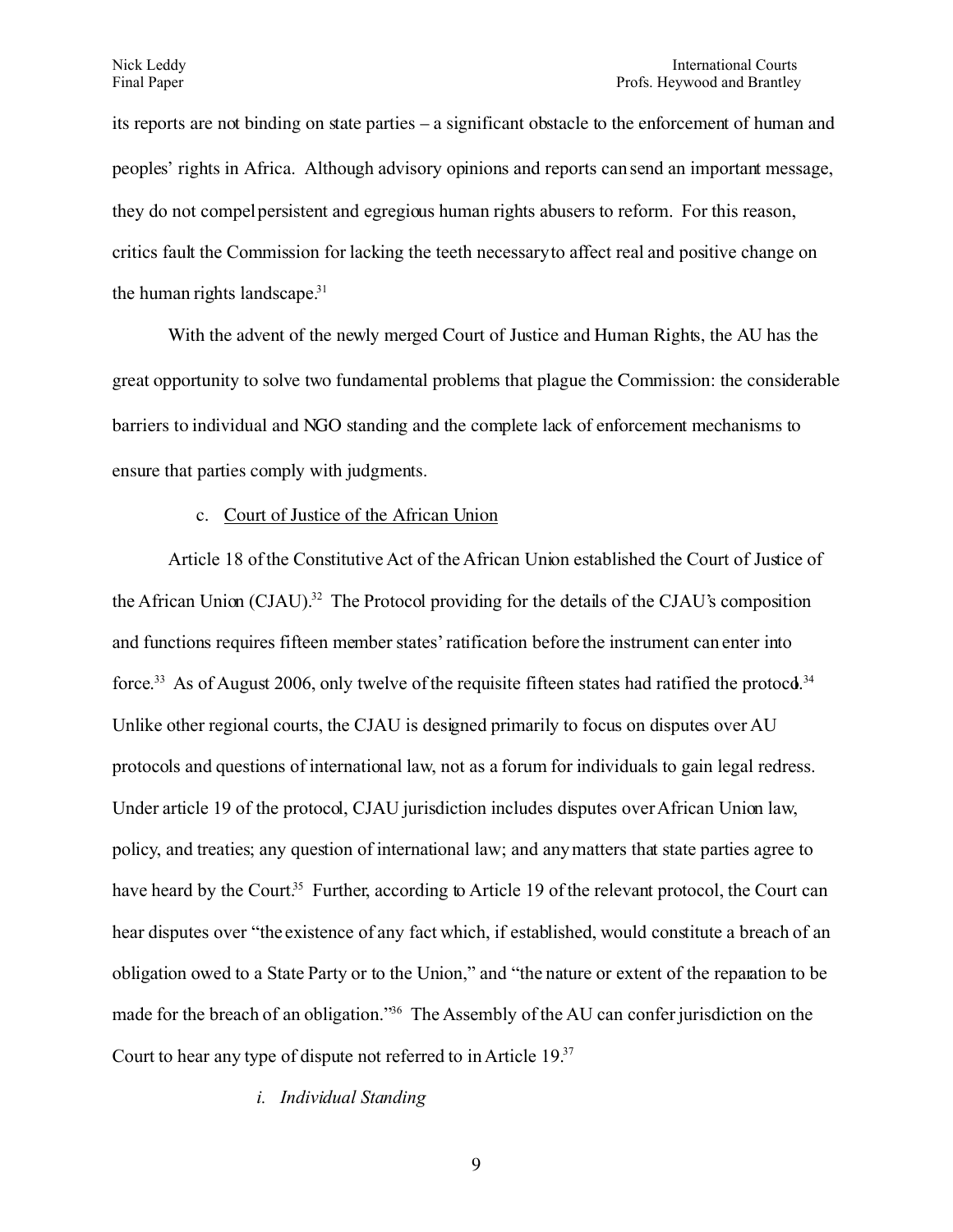its reports are not binding on state parties – a significant obstacle to the enforcement of human and peoples' rights in Africa. Although advisory opinions and reports can send an important message, they do not compel persistent and egregious human rights abusers to reform. For this reason, critics fault the Commission for lacking the teeth necessary to affect real and positive change on the human rights landscape.[31]

With the advent of the newly merged Court of Justice and Human Rights, the AU has the great opportunity to solve two fundamental problems that plague the Commission: the considerable barriers to individual and NGO standing and the complete lack of enforcement mechanisms to ensure that parties comply with judgments.

c. Court of Justice of the African Union

Article 18 of the Constitutive Act of the African Union established the Court of Justice of the African Union (CJAU).[32] The Protocol providing for the details of the CJAU's composition and functions requires fifteen member states' ratification before the instrument can enter into force.[33] As of August 2006, only twelve of the requisite fifteen states had ratified the protocol.[34] Unlike other regional courts, the CJAU is designed primarily to focus on disputes over AU protocols and questions of international law, not as a forum for individuals to gain legal redress. Under article 19 of the protocol, CJAU jurisdiction includes disputes over African Union law, policy, and treaties; any question of international law; and any matters that state parties agree to have heard by the Court.[35] Further, according to Article 19 of the relevant protocol, the Court can hear disputes over "the existence of any fact which, if established, would constitute a breach of an obligation owed to a State Party or to the Union," and "the nature or extent of the reparation to be made for the breach of an obligation."[36] The Assembly of the AU can confer jurisdiction on the Court to hear any type of dispute not referred to in Article 19.[37]

*i. Individual Standing*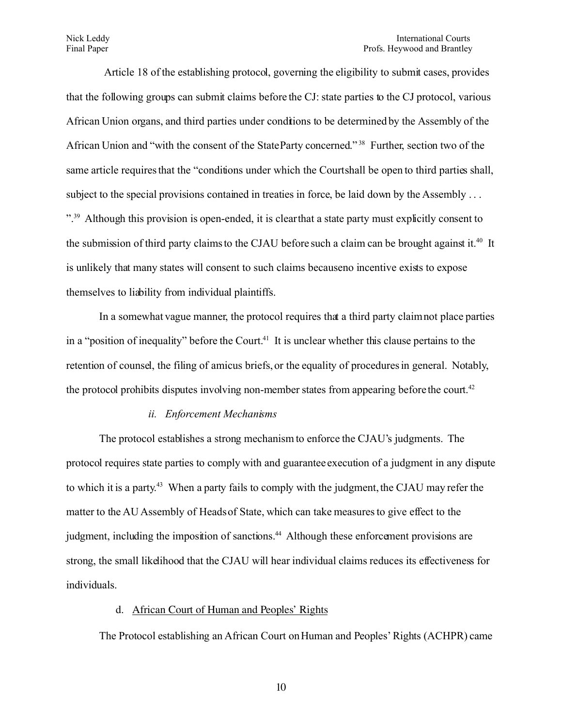Article 18 of the establishing protocol, governing the eligibility to submit cases, provides that the following groups can submit claims before the CJ: state parties to the CJ protocol, various African Union organs, and third parties under conditions to be determined by the Assembly of the African Union and "with the consent of the State Party concerned."[38] Further, section two of the same article requires that the "conditions under which the Court shall be open to third parties shall, subject to the special provisions contained in treaties in force, be laid down by the Assembly . . . ".[39] Although this provision is open-ended, it is clear that a state party must explicitly consent to the submission of third party claims to the CJAU before such a claim can be brought against it.[40] It is unlikely that many states will consent to such claims because no incentive exists to expose themselves to liability from individual plaintiffs.

In a somewhat vague manner, the protocol requires that a third party claim not place parties in a "position of inequality" before the Court.[41] It is unclear whether this clause pertains to the retention of counsel, the filing of amicus briefs, or the equality of procedures in general. Notably, the protocol prohibits disputes involving non-member states from appearing before the court.[42]

*ii. Enforcement Mechanisms*

The protocol establishes a strong mechanism to enforce the CJAU's judgments. The protocol requires state parties to comply with and guarantee execution of a judgment in any dispute to which it is a party.[43] When a party fails to comply with the judgment, the CJAU may refer the matter to the AU Assembly of Heads of State, which can take measures to give effect to the judgment, including the imposition of sanctions.[44] Although these enforcement provisions are strong, the small likelihood that the CJAU will hear individual claims reduces its effectiveness for individuals.

d. <u>African Court of Human and Peoples' Rights</u>

The Protocol establishing an African Court on Human and Peoples' Rights (ACHPR) came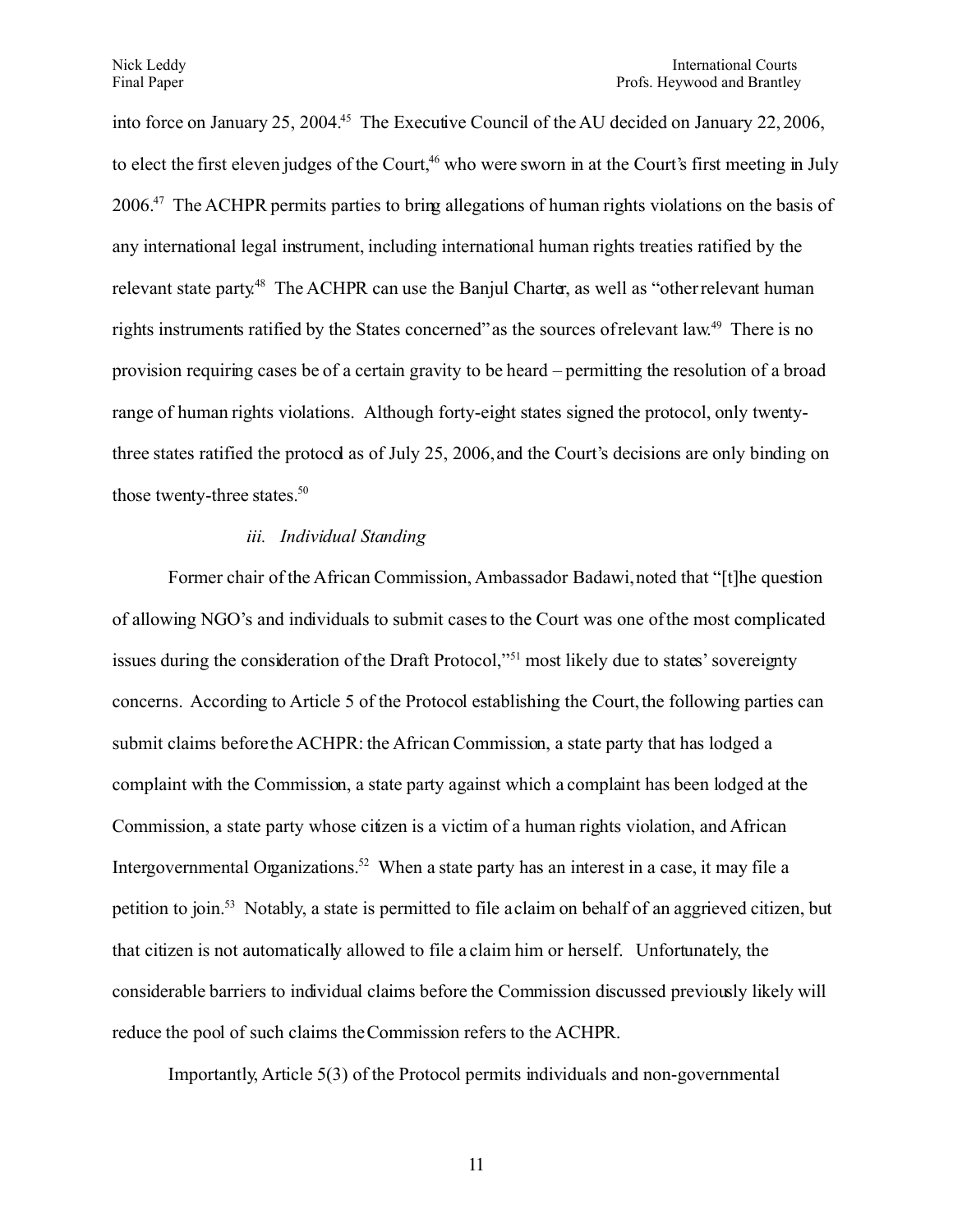into force on January 25, 2004.[45] The Executive Council of the AU decided on January 22, 2006, to elect the first eleven judges of the Court,[46] who were sworn in at the Court's first meeting in July 2006.[47] The ACHPR permits parties to bring allegations of human rights violations on the basis of any international legal instrument, including international human rights treaties ratified by the relevant state party.[48] The ACHPR can use the Banjul Charter, as well as "other relevant human rights instruments ratified by the States concerned" as the sources of relevant law.[49] There is no provision requiring cases be of a certain gravity to be heard – permitting the resolution of a broad range of human rights violations. Although forty-eight states signed the protocol, only twenty-three states ratified the protocol as of July 25, 2006, and the Court's decisions are only binding on those twenty-three states.[50]

#### *iii. Individual Standing*

Former chair of the African Commission, Ambassador Badawi, noted that "[t]he question of allowing NGO's and individuals to submit cases to the Court was one of the most complicated issues during the consideration of the Draft Protocol,"[51] most likely due to states' sovereignty concerns. According to Article 5 of the Protocol establishing the Court, the following parties can submit claims before the ACHPR: the African Commission, a state party that has lodged a complaint with the Commission, a state party against which a complaint has been lodged at the Commission, a state party whose citizen is a victim of a human rights violation, and African Intergovernmental Organizations.[52] When a state party has an interest in a case, it may file a petition to join.[53] Notably, a state is permitted to file a claim on behalf of an aggrieved citizen, but that citizen is not automatically allowed to file a claim him or herself. Unfortunately, the considerable barriers to individual claims before the Commission discussed previously likely will reduce the pool of such claims the Commission refers to the ACHPR.

Importantly, Article 5(3) of the Protocol permits individuals and non-governmental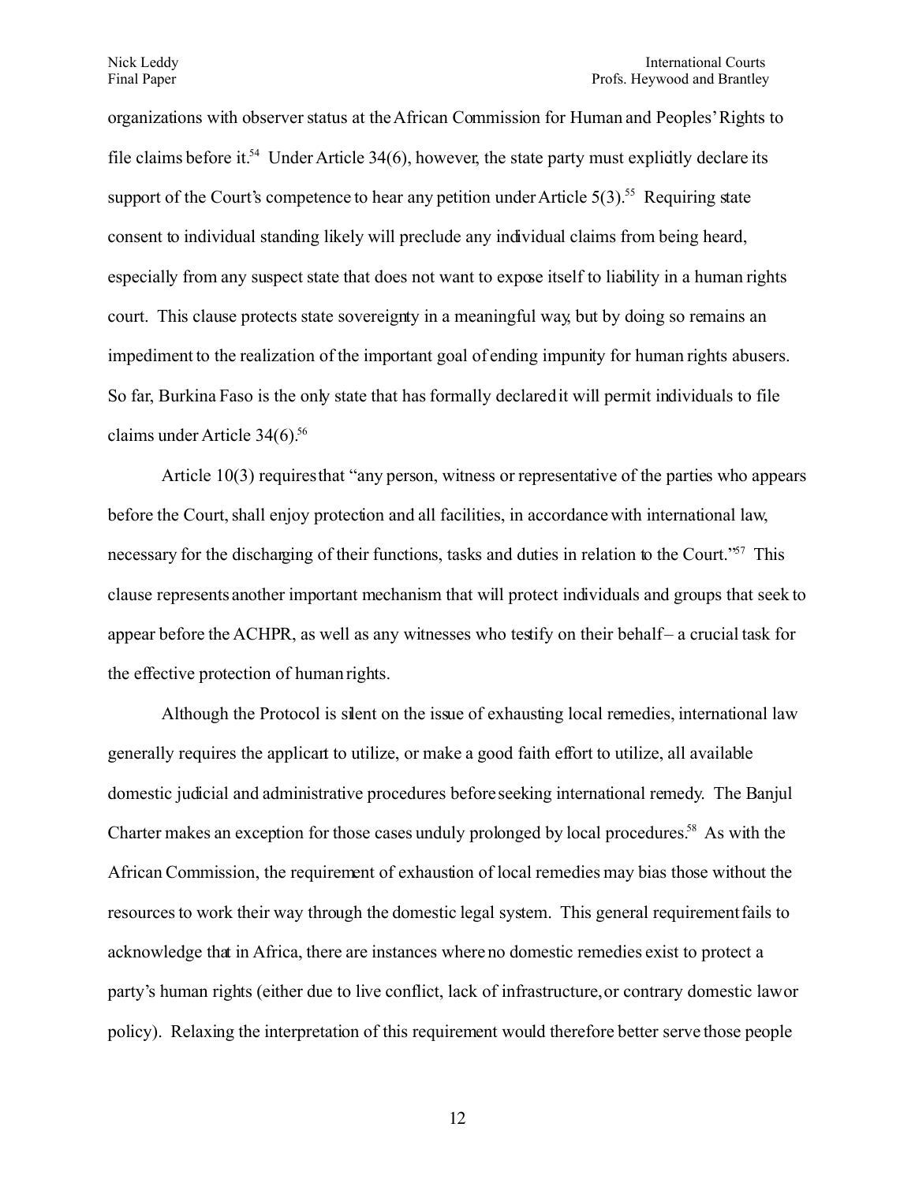organizations with observer status at the African Commission for Human and Peoples' Rights to file claims before it.[54] Under Article 34(6), however, the state party must explicitly declare its support of the Court's competence to hear any petition under Article 5(3).[55] Requiring state consent to individual standing likely will preclude any individual claims from being heard, especially from any suspect state that does not want to expose itself to liability in a human rights court. This clause protects state sovereignty in a meaningful way, but by doing so remains an impediment to the realization of the important goal of ending impunity for human rights abusers. So far, Burkina Faso is the only state that has formally declared it will permit individuals to file claims under Article 34(6).[56]

Article 10(3) requires that "any person, witness or representative of the parties who appears before the Court, shall enjoy protection and all facilities, in accordance with international law, necessary for the discharging of their functions, tasks and duties in relation to the Court."[57] This clause represents another important mechanism that will protect individuals and groups that seek to appear before the ACHPR, as well as any witnesses who testify on their behalf – a crucial task for the effective protection of human rights.

Although the Protocol is silent on the issue of exhausting local remedies, international law generally requires the applicant to utilize, or make a good faith effort to utilize, all available domestic judicial and administrative procedures before seeking international remedy. The Banjul Charter makes an exception for those cases unduly prolonged by local procedures.[58] As with the African Commission, the requirement of exhaustion of local remedies may bias those without the resources to work their way through the domestic legal system. This general requirement fails to acknowledge that in Africa, there are instances where no domestic remedies exist to protect a party's human rights (either due to live conflict, lack of infrastructure, or contrary domestic law or policy). Relaxing the interpretation of this requirement would therefore better serve those people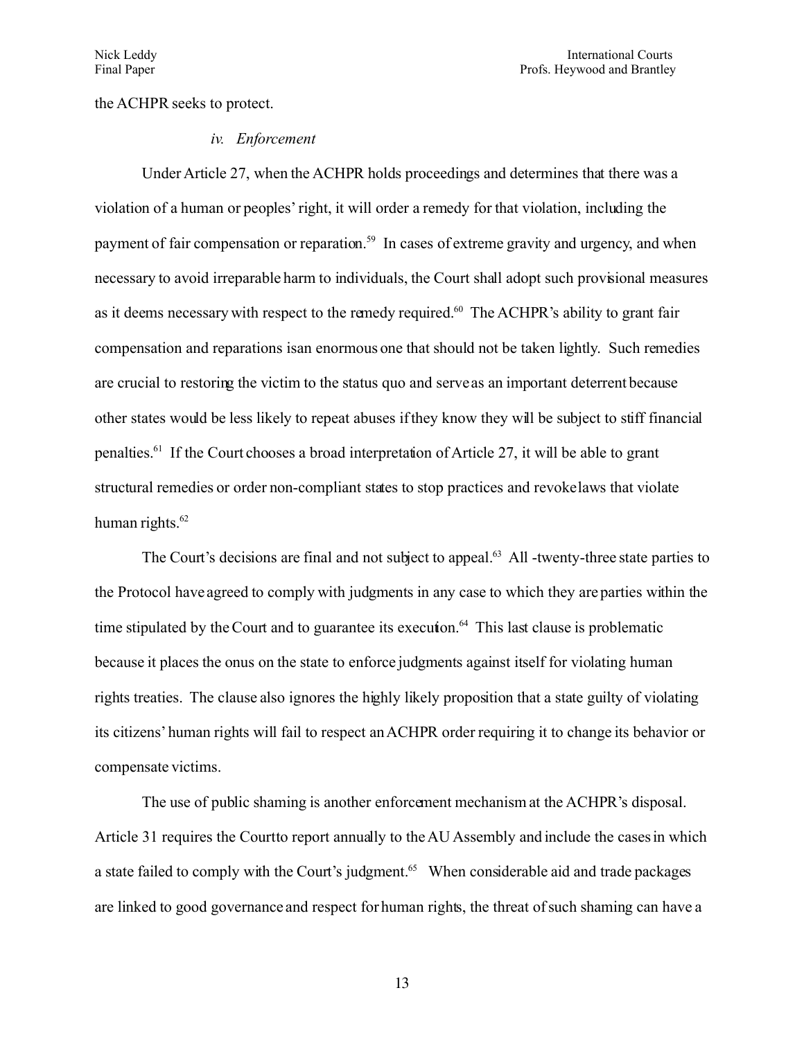the ACHPR seeks to protect.

### *iv. Enforcement*

Under Article 27, when the ACHPR holds proceedings and determines that there was a violation of a human or peoples' right, it will order a remedy for that violation, including the payment of fair compensation or reparation.[59] In cases of extreme gravity and urgency, and when necessary to avoid irreparable harm to individuals, the Court shall adopt such provisional measures as it deems necessary with respect to the remedy required.[60] The ACHPR's ability to grant fair compensation and reparations isan enormous one that should not be taken lightly. Such remedies are crucial to restoring the victim to the status quo and serve as an important deterrent because other states would be less likely to repeat abuses if they know they will be subject to stiff financial penalties.[61] If the Court chooses a broad interpretation of Article 27, it will be able to grant structural remedies or order non-compliant states to stop practices and revoke laws that violate human rights.[62]

The Court's decisions are final and not subject to appeal.[63] All -twenty-three state parties to the Protocol have agreed to comply with judgments in any case to which they are parties within the time stipulated by the Court and to guarantee its execution.[64] This last clause is problematic because it places the onus on the state to enforce judgments against itself for violating human rights treaties. The clause also ignores the highly likely proposition that a state guilty of violating its citizens' human rights will fail to respect an ACHPR order requiring it to change its behavior or compensate victims.

The use of public shaming is another enforcement mechanism at the ACHPR's disposal. Article 31 requires the Courtto report annually to the AU Assembly and include the cases in which a state failed to comply with the Court's judgment.[65] When considerable aid and trade packages are linked to good governance and respect for human rights, the threat of such shaming can have a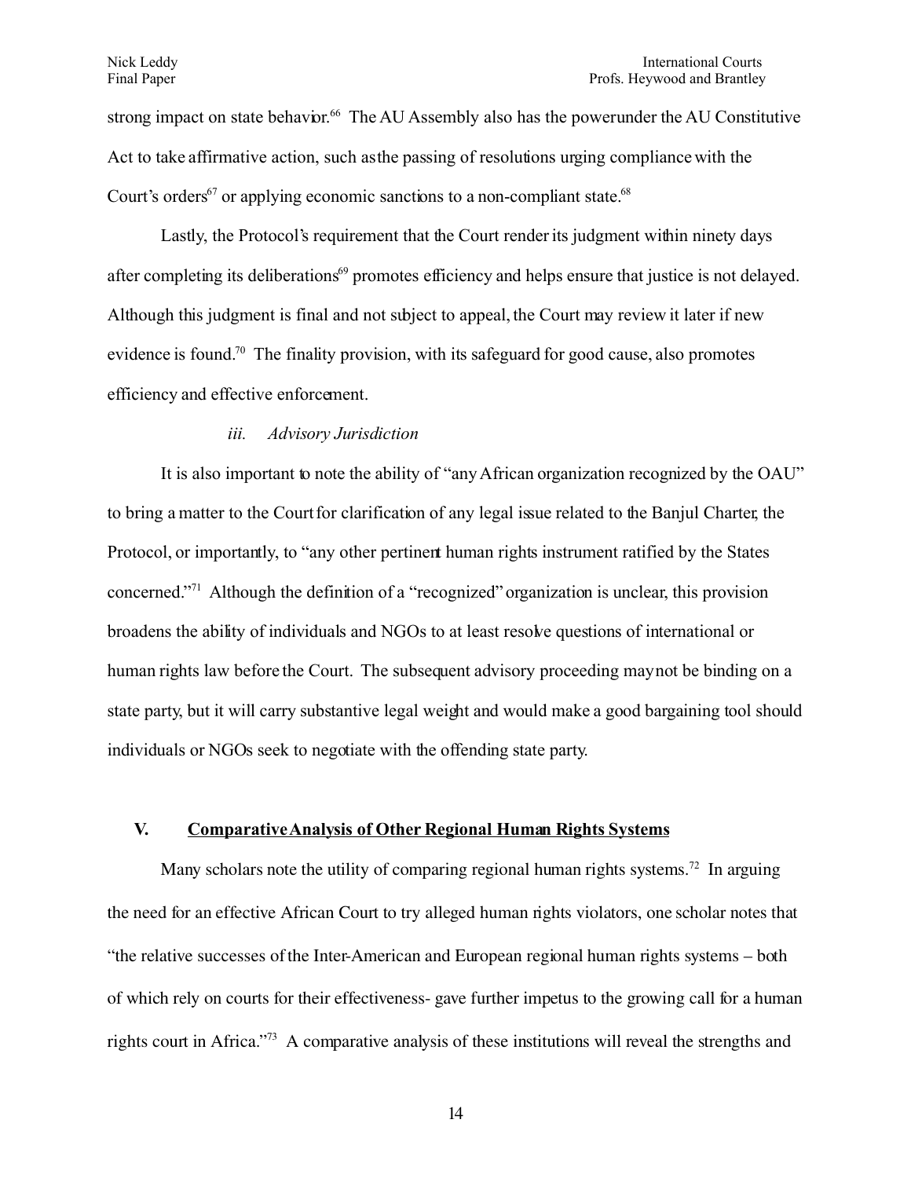strong impact on state behavior.[66] The AU Assembly also has the power under the AU Constitutive Act to take affirmative action, such as the passing of resolutions urging compliance with the Court's orders[67] or applying economic sanctions to a non-compliant state.[68]

Lastly, the Protocol's requirement that the Court render its judgment within ninety days after completing its deliberations[69] promotes efficiency and helps ensure that justice is not delayed. Although this judgment is final and not subject to appeal, the Court may review it later if new evidence is found.[70] The finality provision, with its safeguard for good cause, also promotes efficiency and effective enforcement.

### *iii. Advisory Jurisdiction*

It is also important to note the ability of "any African organization recognized by the OAU" to bring a matter to the Court for clarification of any legal issue related to the Banjul Charter, the Protocol, or importantly, to "any other pertinent human rights instrument ratified by the States concerned."[71] Although the definition of a "recognized" organization is unclear, this provision broadens the ability of individuals and NGOs to at least resolve questions of international or human rights law before the Court. The subsequent advisory proceeding may not be binding on a state party, but it will carry substantive legal weight and would make a good bargaining tool should individuals or NGOs seek to negotiate with the offending state party.

## V. <u>Comparative Analysis of Other Regional Human Rights Systems</u>

Many scholars note the utility of comparing regional human rights systems.[72] In arguing the need for an effective African Court to try alleged human rights violators, one scholar notes that "the relative successes of the Inter-American and European regional human rights systems – both of which rely on courts for their effectiveness- gave further impetus to the growing call for a human rights court in Africa."[73] A comparative analysis of these institutions will reveal the strengths and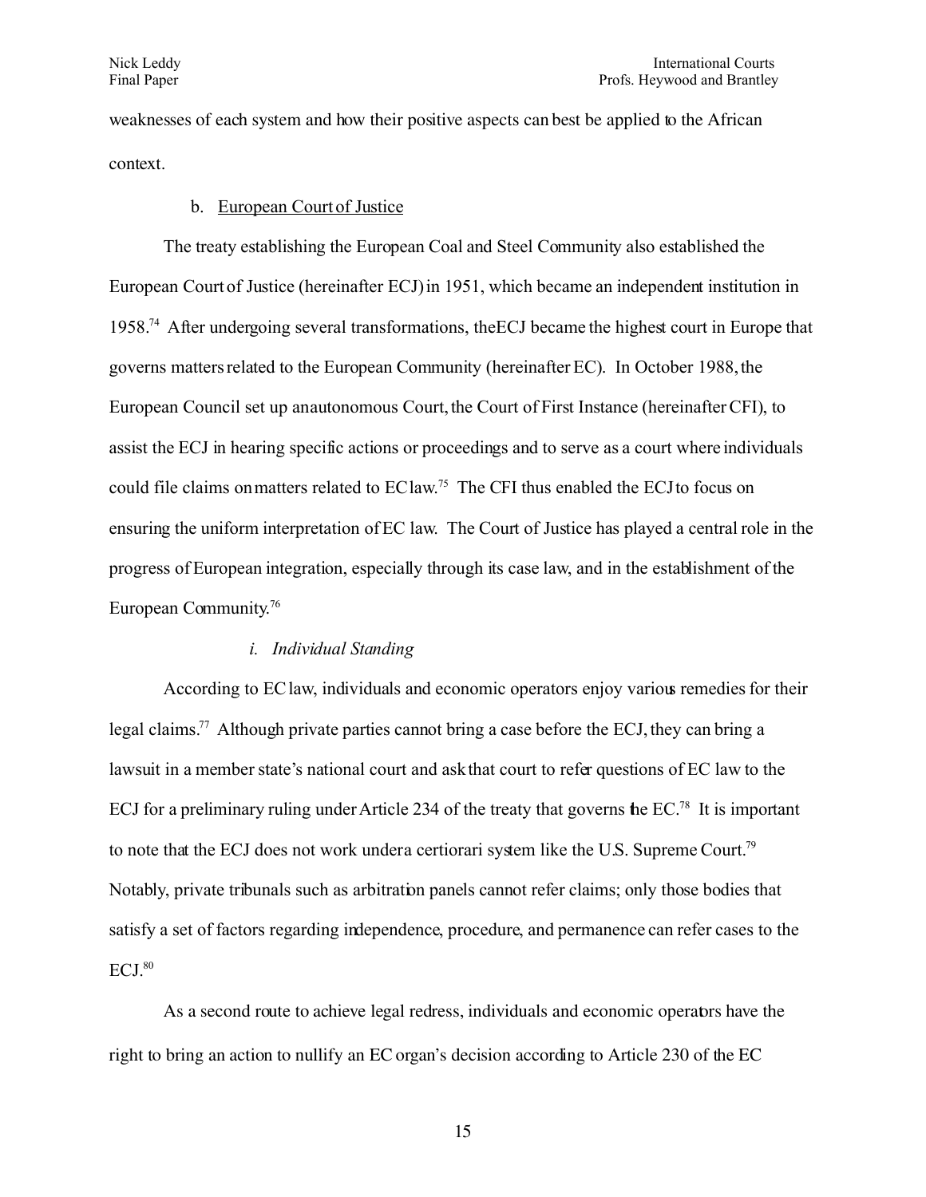weaknesses of each system and how their positive aspects can best be applied to the African context.

b. European Court of Justice

The treaty establishing the European Coal and Steel Community also established the European Court of Justice (hereinafter ECJ) in 1951, which became an independent institution in 1958.[74] After undergoing several transformations, the ECJ became the highest court in Europe that governs matters related to the European Community (hereinafter EC). In October 1988, the European Council set up an autonomous Court, the Court of First Instance (hereinafter CFI), to assist the ECJ in hearing specific actions or proceedings and to serve as a court where individuals could file claims on matters related to EC law.[75] The CFI thus enabled the ECJ to focus on ensuring the uniform interpretation of EC law. The Court of Justice has played a central role in the progress of European integration, especially through its case law, and in the establishment of the European Community.[76]

*i. Individual Standing*

According to EC law, individuals and economic operators enjoy various remedies for their legal claims.[77] Although private parties cannot bring a case before the ECJ, they can bring a lawsuit in a member state's national court and ask that court to refer questions of EC law to the ECJ for a preliminary ruling under Article 234 of the treaty that governs the EC.[78] It is important to note that the ECJ does not work under a certiorari system like the U.S. Supreme Court.[79] Notably, private tribunals such as arbitration panels cannot refer claims; only those bodies that satisfy a set of factors regarding independence, procedure, and permanence can refer cases to the ECJ.[80]

As a second route to achieve legal redress, individuals and economic operators have the right to bring an action to nullify an EC organ's decision according to Article 230 of the EC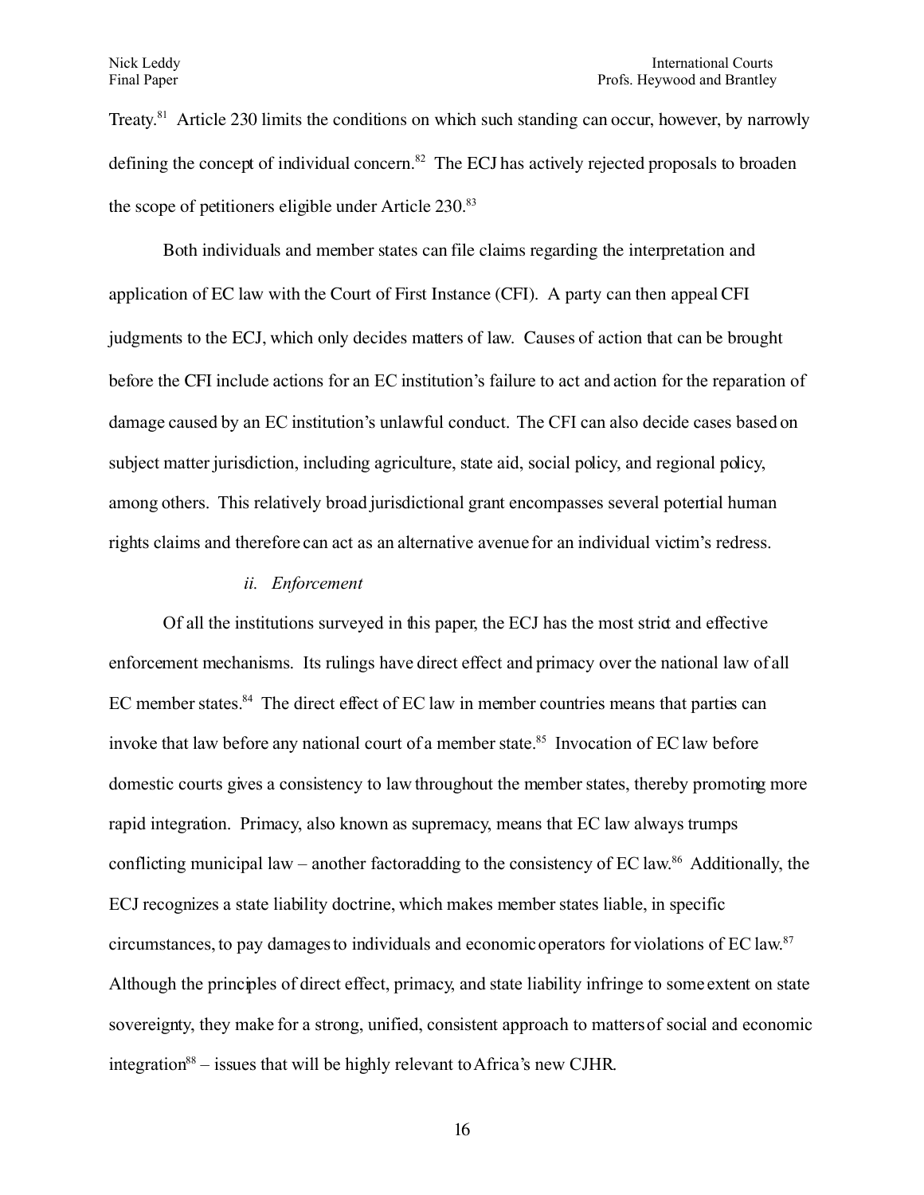Treaty.[81] Article 230 limits the conditions on which such standing can occur, however, by narrowly defining the concept of individual concern.[82] The ECJ has actively rejected proposals to broaden the scope of petitioners eligible under Article 230.[83]

Both individuals and member states can file claims regarding the interpretation and application of EC law with the Court of First Instance (CFI). A party can then appeal CFI judgments to the ECJ, which only decides matters of law. Causes of action that can be brought before the CFI include actions for an EC institution's failure to act and action for the reparation of damage caused by an EC institution's unlawful conduct. The CFI can also decide cases based on subject matter jurisdiction, including agriculture, state aid, social policy, and regional policy, among others. This relatively broad jurisdictional grant encompasses several potential human rights claims and therefore can act as an alternative avenue for an individual victim's redress.

*ii. Enforcement*

Of all the institutions surveyed in this paper, the ECJ has the most strict and effective enforcement mechanisms. Its rulings have direct effect and primacy over the national law of all EC member states.[84] The direct effect of EC law in member countries means that parties can invoke that law before any national court of a member state.[85] Invocation of EC law before domestic courts gives a consistency to law throughout the member states, thereby promoting more rapid integration. Primacy, also known as supremacy, means that EC law always trumps conflicting municipal law – another factoradding to the consistency of EC law.[86] Additionally, the ECJ recognizes a state liability doctrine, which makes member states liable, in specific circumstances, to pay damages to individuals and economic operators for violations of EC law.[87] Although the principles of direct effect, primacy, and state liability infringe to some extent on state sovereignty, they make for a strong, unified, consistent approach to matters of social and economic integration[88] – issues that will be highly relevant to Africa's new CJHR.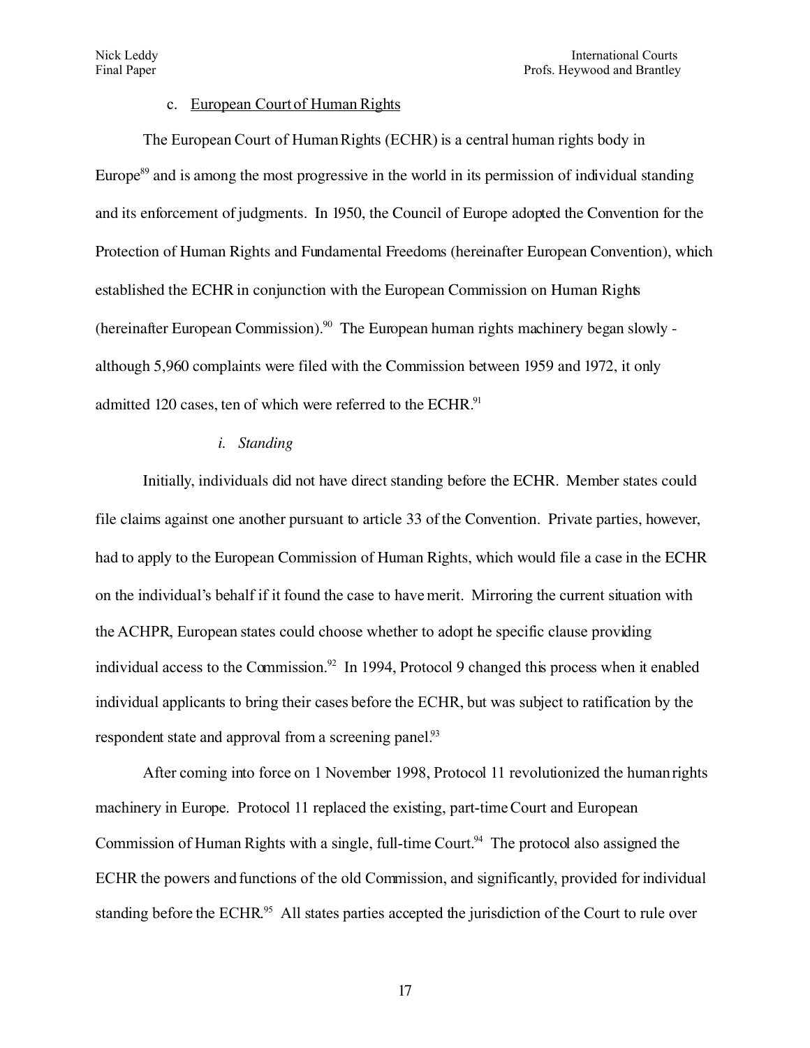c. European Court of Human Rights

The European Court of Human Rights (ECHR) is a central human rights body in Europe[89] and is among the most progressive in the world in its permission of individual standing and its enforcement of judgments. In 1950, the Council of Europe adopted the Convention for the Protection of Human Rights and Fundamental Freedoms (hereinafter European Convention), which established the ECHR in conjunction with the European Commission on Human Rights (hereinafter European Commission).[90] The European human rights machinery began slowly - although 5,960 complaints were filed with the Commission between 1959 and 1972, it only admitted 120 cases, ten of which were referred to the ECHR.[91]

*i. Standing*

Initially, individuals did not have direct standing before the ECHR. Member states could file claims against one another pursuant to article 33 of the Convention. Private parties, however, had to apply to the European Commission of Human Rights, which would file a case in the ECHR on the individual's behalf if it found the case to have merit. Mirroring the current situation with the ACHPR, European states could choose whether to adopt he specific clause providing individual access to the Commission.[92] In 1994, Protocol 9 changed this process when it enabled individual applicants to bring their cases before the ECHR, but was subject to ratification by the respondent state and approval from a screening panel.[93]

After coming into force on 1 November 1998, Protocol 11 revolutionized the human rights machinery in Europe. Protocol 11 replaced the existing, part-time Court and European Commission of Human Rights with a single, full-time Court.[94] The protocol also assigned the ECHR the powers and functions of the old Commission, and significantly, provided for individual standing before the ECHR.[95] All states parties accepted the jurisdiction of the Court to rule over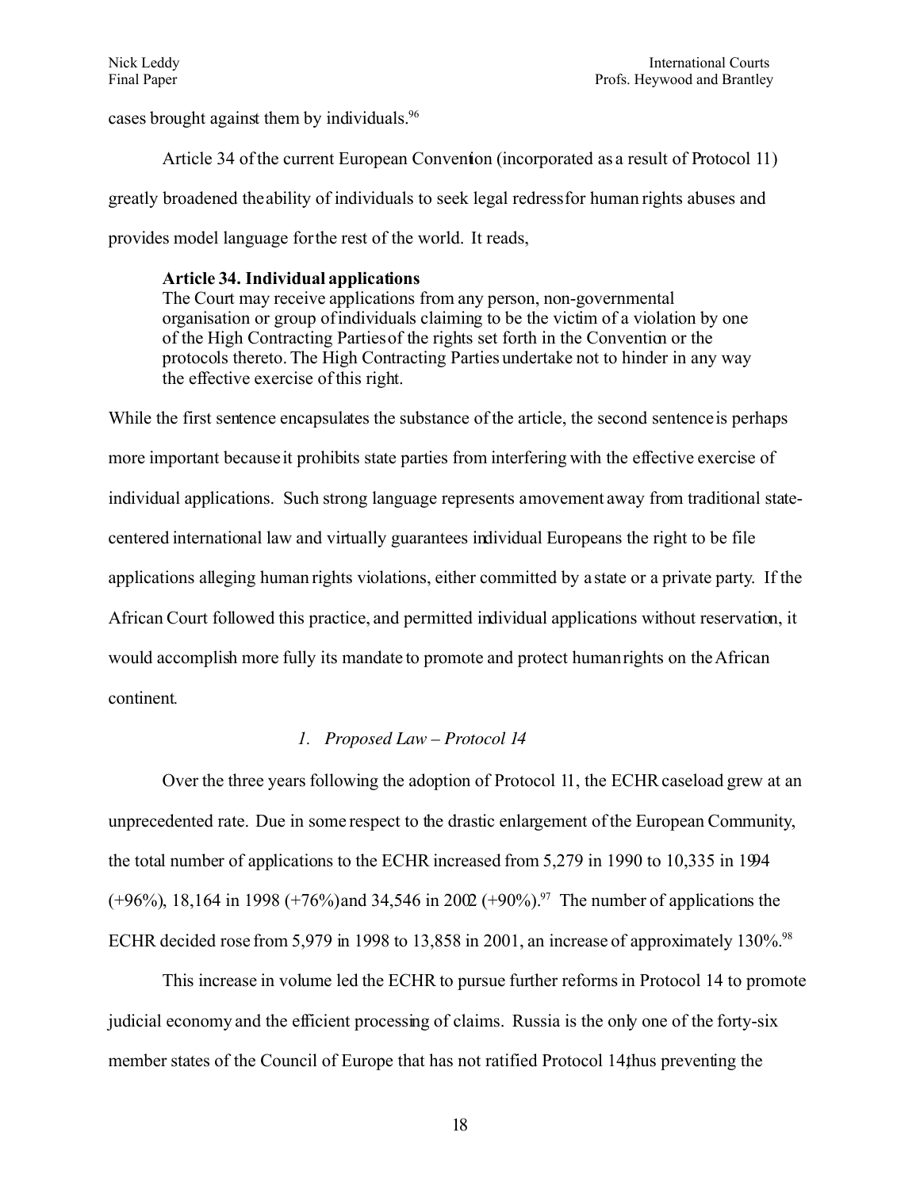cases brought against them by individuals.[96]

Article 34 of the current European Convention (incorporated as a result of Protocol 11) greatly broadened the ability of individuals to seek legal redress for human rights abuses and provides model language for the rest of the world. It reads,

> **Article 34. Individual applications**
> The Court may receive applications from any person, non-governmental organisation or group of individuals claiming to be the victim of a violation by one of the High Contracting Parties of the rights set forth in the Convention or the protocols thereto. The High Contracting Parties undertake not to hinder in any way the effective exercise of this right.

While the first sentence encapsulates the substance of the article, the second sentence is perhaps more important because it prohibits state parties from interfering with the effective exercise of individual applications. Such strong language represents a movement away from traditional state-centered international law and virtually guarantees individual Europeans the right to be file applications alleging human rights violations, either committed by a state or a private party. If the African Court followed this practice, and permitted individual applications without reservation, it would accomplish more fully its mandate to promote and protect human rights on the African continent.

*1. Proposed Law – Protocol 14*

Over the three years following the adoption of Protocol 11, the ECHR caseload grew at an unprecedented rate. Due in some respect to the drastic enlargement of the European Community, the total number of applications to the ECHR increased from 5,279 in 1990 to 10,335 in 1994 (+96%), 18,164 in 1998 (+76%) and 34,546 in 2002 (+90%).[97] The number of applications the ECHR decided rose from 5,979 in 1998 to 13,858 in 2001, an increase of approximately 130%.[98]

This increase in volume led the ECHR to pursue further reforms in Protocol 14 to promote judicial economy and the efficient processing of claims. Russia is the only one of the forty-six member states of the Council of Europe that has not ratified Protocol 14, thus preventing the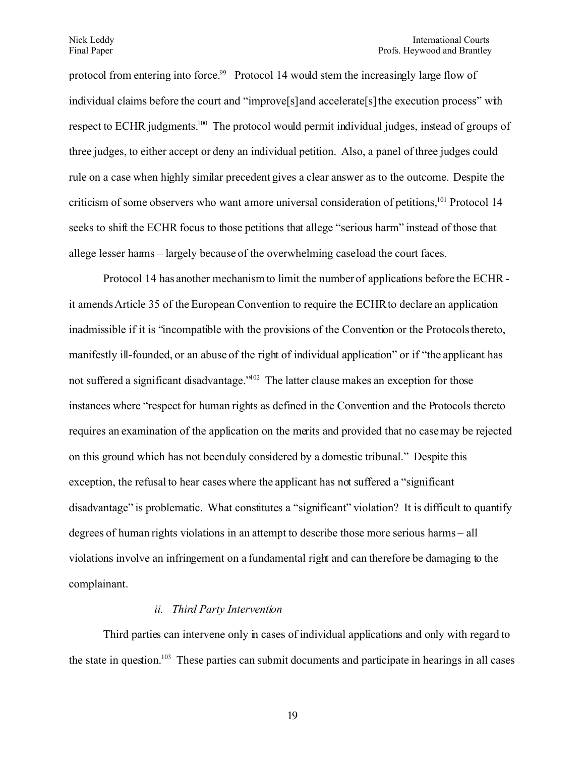protocol from entering into force.[99] Protocol 14 would stem the increasingly large flow of individual claims before the court and "improve[s] and accelerate[s] the execution process" with respect to ECHR judgments.[100] The protocol would permit individual judges, instead of groups of three judges, to either accept or deny an individual petition. Also, a panel of three judges could rule on a case when highly similar precedent gives a clear answer as to the outcome. Despite the criticism of some observers who want a more universal consideration of petitions,[101] Protocol 14 seeks to shift the ECHR focus to those petitions that allege "serious harm" instead of those that allege lesser harms – largely because of the overwhelming caseload the court faces.

Protocol 14 has another mechanism to limit the number of applications before the ECHR - it amends Article 35 of the European Convention to require the ECHR to declare an application inadmissible if it is "incompatible with the provisions of the Convention or the Protocols thereto, manifestly ill-founded, or an abuse of the right of individual application" or if "the applicant has not suffered a significant disadvantage."[102] The latter clause makes an exception for those instances where "respect for human rights as defined in the Convention and the Protocols thereto requires an examination of the application on the merits and provided that no case may be rejected on this ground which has not been duly considered by a domestic tribunal." Despite this exception, the refusal to hear cases where the applicant has not suffered a "significant disadvantage" is problematic. What constitutes a "significant" violation? It is difficult to quantify degrees of human rights violations in an attempt to describe those more serious harms – all violations involve an infringement on a fundamental right and can therefore be damaging to the complainant.

#### *ii. Third Party Intervention*

Third parties can intervene only in cases of individual applications and only with regard to the state in question.[103] These parties can submit documents and participate in hearings in all cases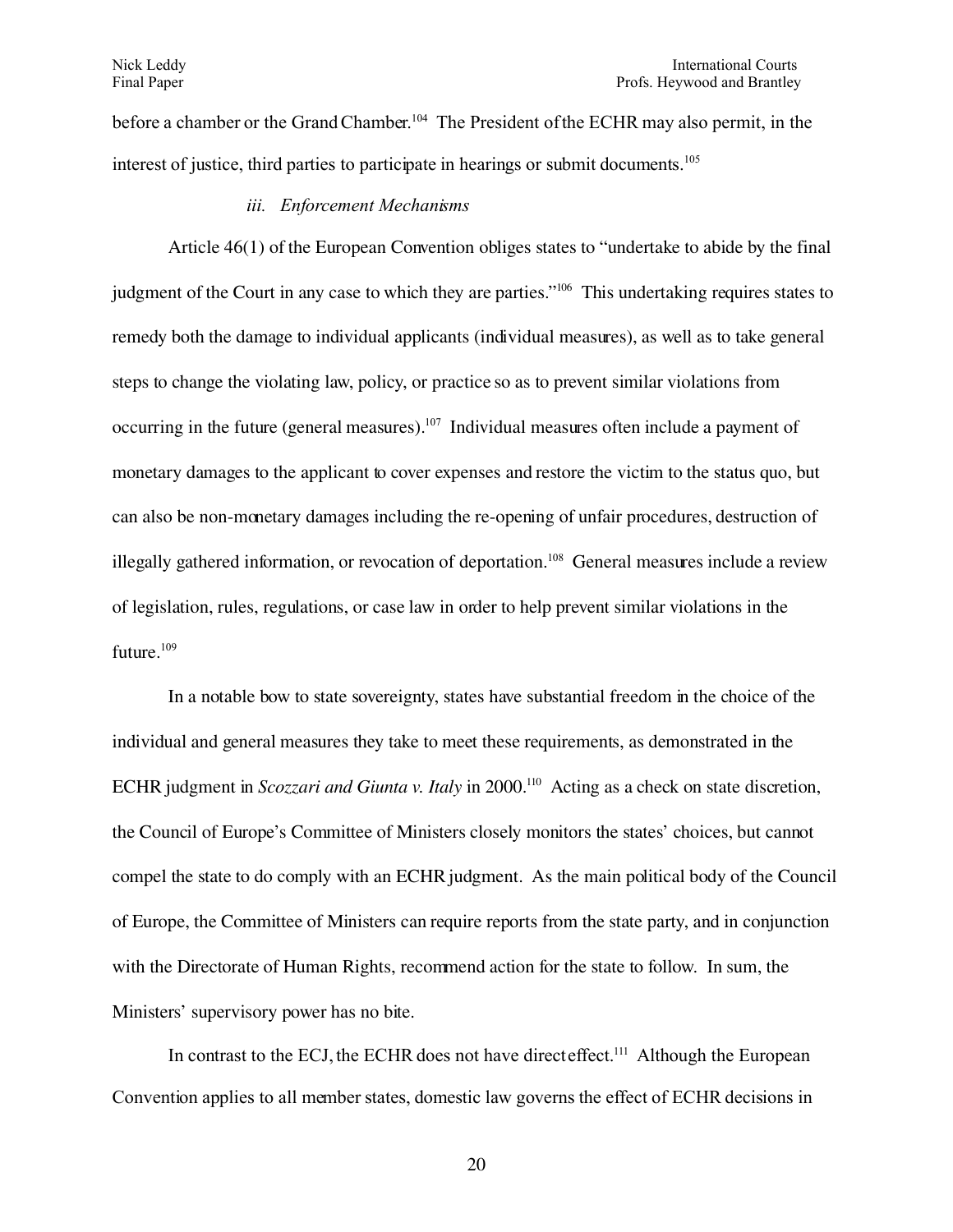before a chamber or the Grand Chamber.[104] The President of the ECHR may also permit, in the interest of justice, third parties to participate in hearings or submit documents.[105]

*iii. Enforcement Mechanisms*

Article 46(1) of the European Convention obliges states to "undertake to abide by the final judgment of the Court in any case to which they are parties."[106] This undertaking requires states to remedy both the damage to individual applicants (individual measures), as well as to take general steps to change the violating law, policy, or practice so as to prevent similar violations from occurring in the future (general measures).[107] Individual measures often include a payment of monetary damages to the applicant to cover expenses and restore the victim to the status quo, but can also be non-monetary damages including the re-opening of unfair procedures, destruction of illegally gathered information, or revocation of deportation.[108] General measures include a review of legislation, rules, regulations, or case law in order to help prevent similar violations in the future.[109]

In a notable bow to state sovereignty, states have substantial freedom in the choice of the individual and general measures they take to meet these requirements, as demonstrated in the ECHR judgment in *Scozzari and Giunta v. Italy* in 2000.[110] Acting as a check on state discretion, the Council of Europe's Committee of Ministers closely monitors the states' choices, but cannot compel the state to do comply with an ECHR judgment. As the main political body of the Council of Europe, the Committee of Ministers can require reports from the state party, and in conjunction with the Directorate of Human Rights, recommend action for the state to follow. In sum, the Ministers' supervisory power has no bite.

In contrast to the ECJ, the ECHR does not have direct effect.[111] Although the European Convention applies to all member states, domestic law governs the effect of ECHR decisions in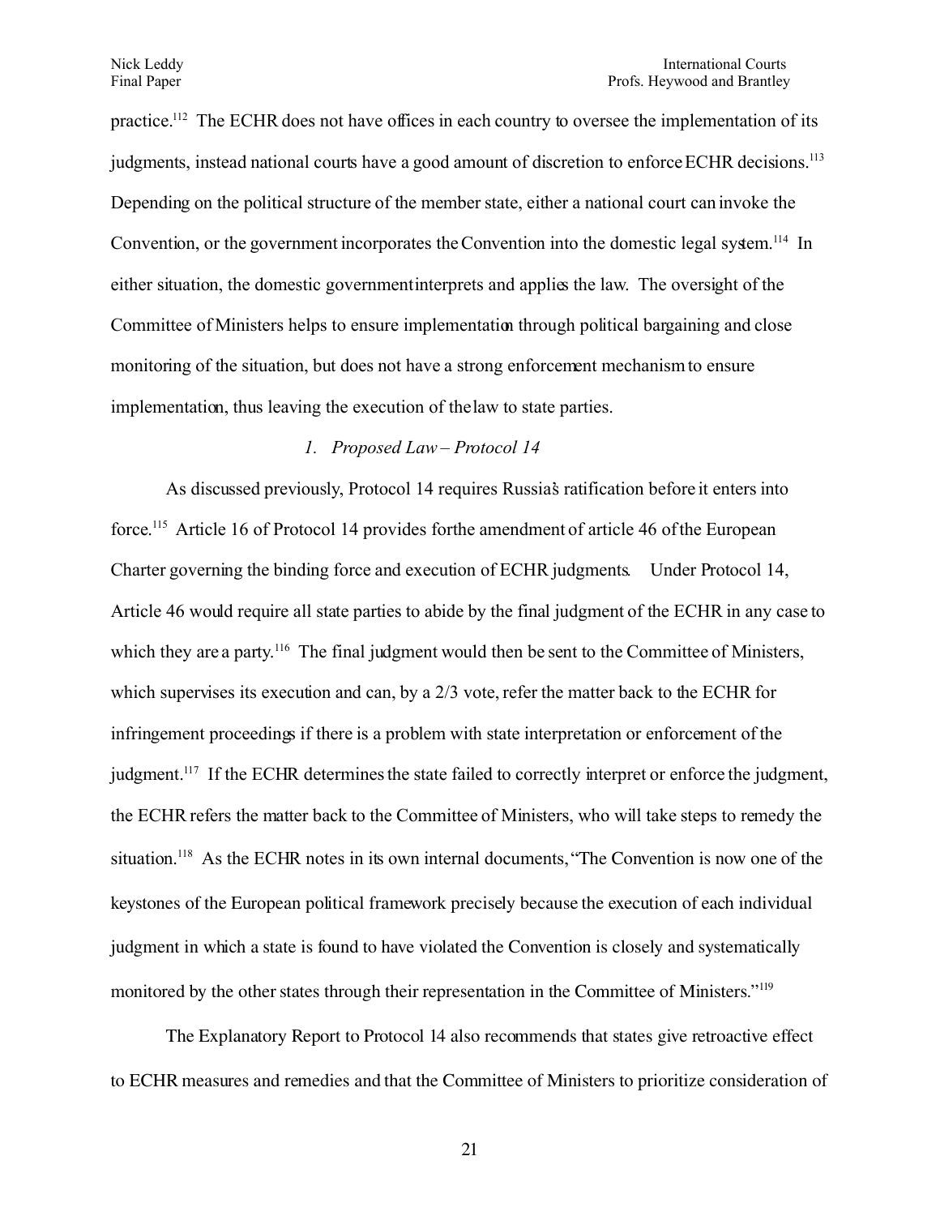practice.[112] The ECHR does not have offices in each country to oversee the implementation of its judgments, instead national courts have a good amount of discretion to enforce ECHR decisions.[113] Depending on the political structure of the member state, either a national court can invoke the Convention, or the government incorporates the Convention into the domestic legal system.[114] In either situation, the domestic government interprets and applies the law. The oversight of the Committee of Ministers helps to ensure implementation through political bargaining and close monitoring of the situation, but does not have a strong enforcement mechanism to ensure implementation, thus leaving the execution of the law to state parties.

*1. Proposed Law – Protocol 14*

As discussed previously, Protocol 14 requires Russia's ratification before it enters into force.[115] Article 16 of Protocol 14 provides for the amendment of article 46 of the European Charter governing the binding force and execution of ECHR judgments. Under Protocol 14, Article 46 would require all state parties to abide by the final judgment of the ECHR in any case to which they are a party.[116] The final judgment would then be sent to the Committee of Ministers, which supervises its execution and can, by a 2/3 vote, refer the matter back to the ECHR for infringement proceedings if there is a problem with state interpretation or enforcement of the judgment.[117] If the ECHR determines the state failed to correctly interpret or enforce the judgment, the ECHR refers the matter back to the Committee of Ministers, who will take steps to remedy the situation.[118] As the ECHR notes in its own internal documents, "The Convention is now one of the keystones of the European political framework precisely because the execution of each individual judgment in which a state is found to have violated the Convention is closely and systematically monitored by the other states through their representation in the Committee of Ministers."[119]

The Explanatory Report to Protocol 14 also recommends that states give retroactive effect to ECHR measures and remedies and that the Committee of Ministers to prioritize consideration of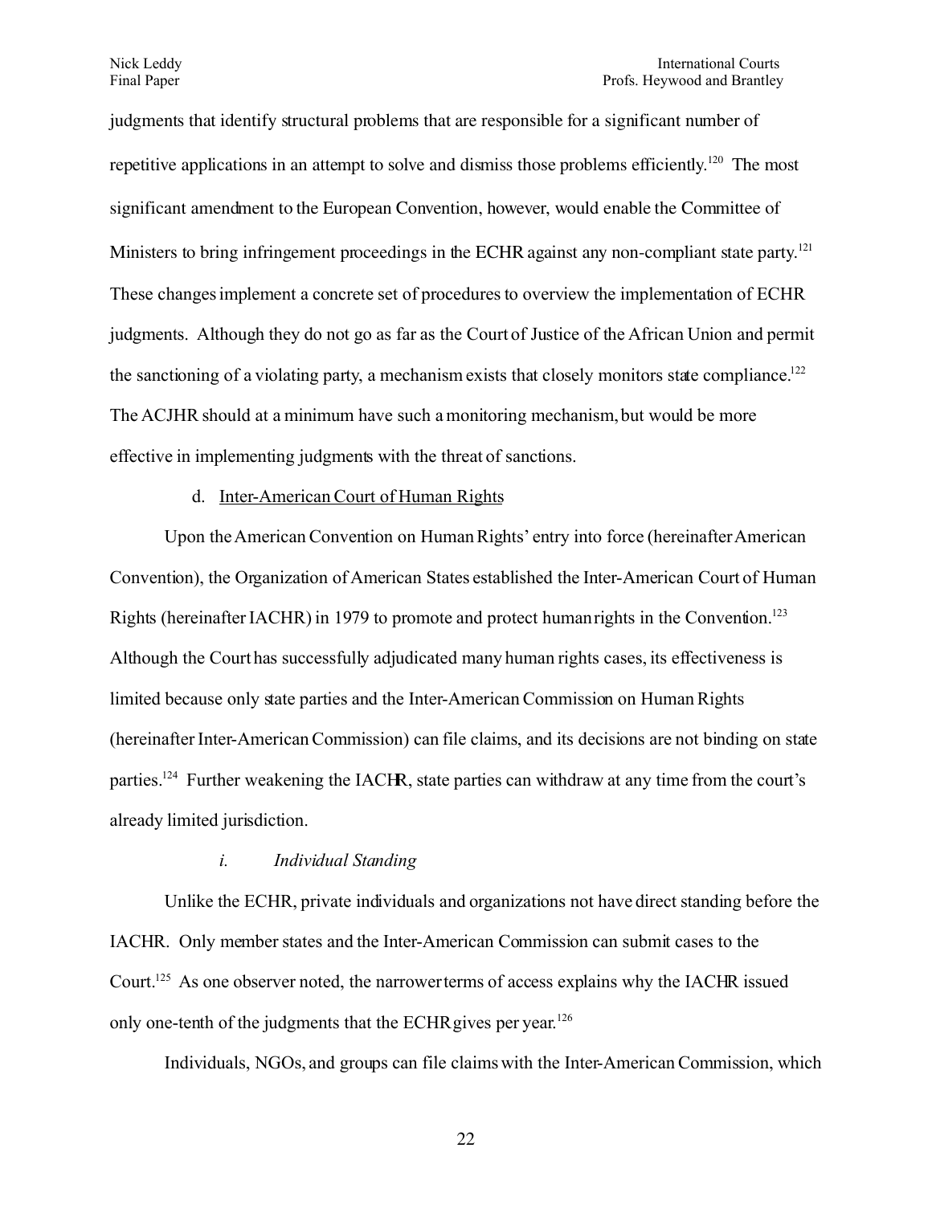judgments that identify structural problems that are responsible for a significant number of repetitive applications in an attempt to solve and dismiss those problems efficiently.[120] The most significant amendment to the European Convention, however, would enable the Committee of Ministers to bring infringement proceedings in the ECHR against any non-compliant state party.[121] These changes implement a concrete set of procedures to overview the implementation of ECHR judgments. Although they do not go as far as the Court of Justice of the African Union and permit the sanctioning of a violating party, a mechanism exists that closely monitors state compliance.[122] The ACJHR should at a minimum have such a monitoring mechanism, but would be more effective in implementing judgments with the threat of sanctions.

d. Inter-American Court of Human Rights

Upon the American Convention on Human Rights' entry into force (hereinafter American Convention), the Organization of American States established the Inter-American Court of Human Rights (hereinafter IACHR) in 1979 to promote and protect human rights in the Convention.[123] Although the Court has successfully adjudicated many human rights cases, its effectiveness is limited because only state parties and the Inter-American Commission on Human Rights (hereinafter Inter-American Commission) can file claims, and its decisions are not binding on state parties.[124] Further weakening the IACHR, state parties can withdraw at any time from the court's already limited jurisdiction.

*i. Individual Standing*

Unlike the ECHR, private individuals and organizations not have direct standing before the IACHR. Only member states and the Inter-American Commission can submit cases to the Court.[125] As one observer noted, the narrower terms of access explains why the IACHR issued only one-tenth of the judgments that the ECHR gives per year.[126]

Individuals, NGOs, and groups can file claims with the Inter-American Commission, which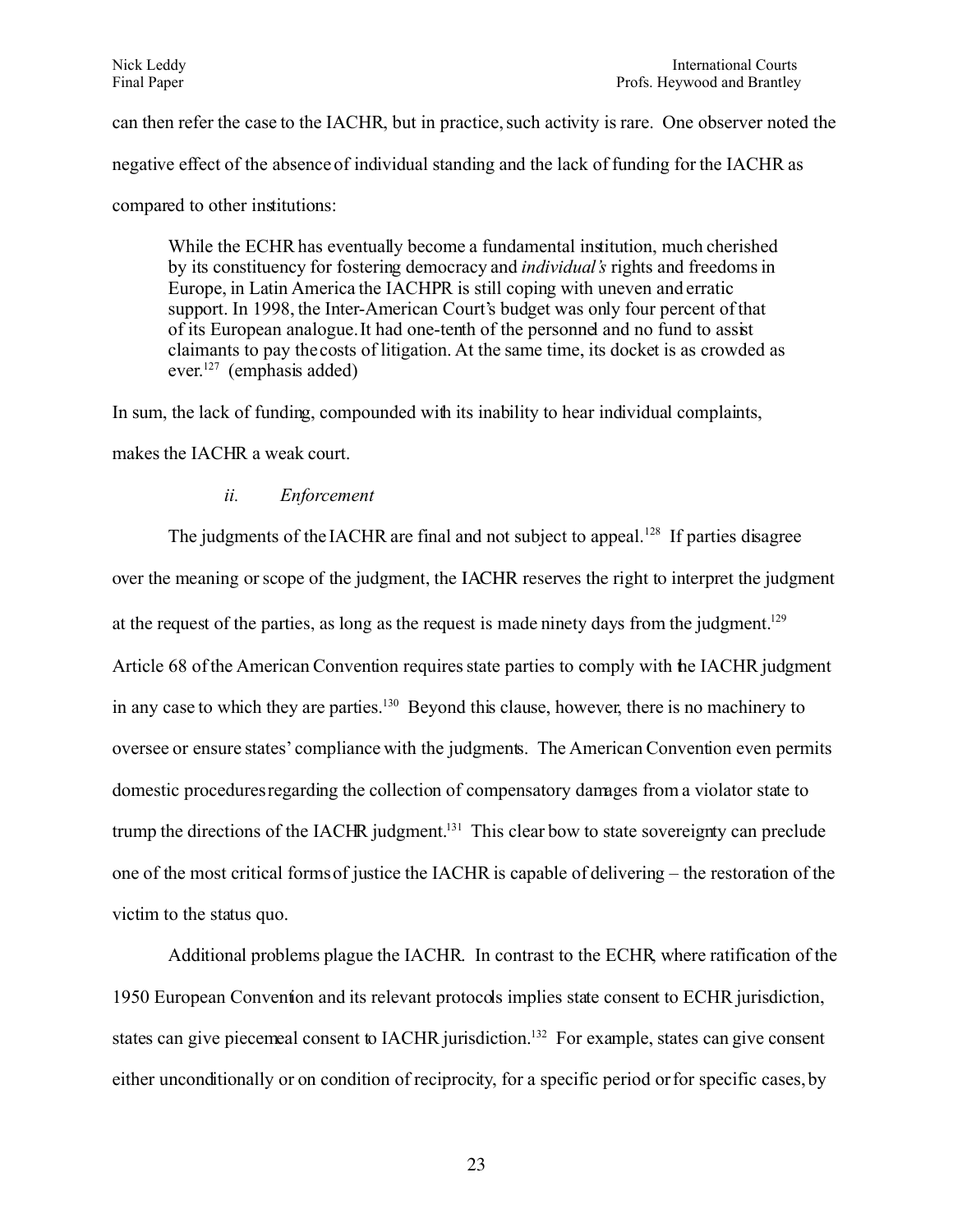can then refer the case to the IACHR, but in practice, such activity is rare. One observer noted the negative effect of the absence of individual standing and the lack of funding for the IACHR as compared to other institutions:

> While the ECHR has eventually become a fundamental institution, much cherished by its constituency for fostering democracy and *individual's* rights and freedoms in Europe, in Latin America the IACHPR is still coping with uneven and erratic support. In 1998, the Inter-American Court's budget was only four percent of that of its European analogue. It had one-tenth of the personnel and no fund to assist claimants to pay the costs of litigation. At the same time, its docket is as crowded as ever.[127] (emphasis added)

In sum, the lack of funding, compounded with its inability to hear individual complaints, makes the IACHR a weak court.

*ii. Enforcement*

The judgments of the IACHR are final and not subject to appeal.[128] If parties disagree over the meaning or scope of the judgment, the IACHR reserves the right to interpret the judgment at the request of the parties, as long as the request is made ninety days from the judgment.[129] Article 68 of the American Convention requires state parties to comply with the IACHR judgment in any case to which they are parties.[130] Beyond this clause, however, there is no machinery to oversee or ensure states' compliance with the judgments. The American Convention even permits domestic procedures regarding the collection of compensatory damages from a violator state to trump the directions of the IACHR judgment.[131] This clear bow to state sovereignty can preclude one of the most critical forms of justice the IACHR is capable of delivering – the restoration of the victim to the status quo.

Additional problems plague the IACHR. In contrast to the ECHR, where ratification of the 1950 European Convention and its relevant protocols implies state consent to ECHR jurisdiction, states can give piecemeal consent to IACHR jurisdiction.[132] For example, states can give consent either unconditionally or on condition of reciprocity, for a specific period or for specific cases, by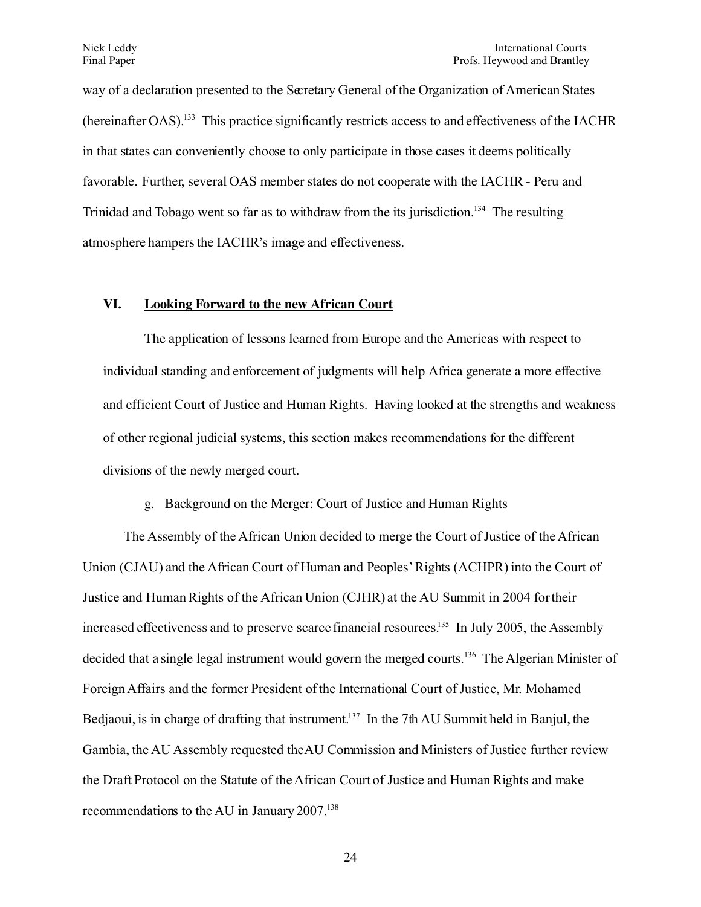way of a declaration presented to the Secretary General of the Organization of American States (hereinafter OAS).[133] This practice significantly restricts access to and effectiveness of the IACHR in that states can conveniently choose to only participate in those cases it deems politically favorable. Further, several OAS member states do not cooperate with the IACHR - Peru and Trinidad and Tobago went so far as to withdraw from the its jurisdiction.[134] The resulting atmosphere hampers the IACHR's image and effectiveness.

## VI. Looking Forward to the new African Court

The application of lessons learned from Europe and the Americas with respect to individual standing and enforcement of judgments will help Africa generate a more effective and efficient Court of Justice and Human Rights. Having looked at the strengths and weakness of other regional judicial systems, this section makes recommendations for the different divisions of the newly merged court.

### g. Background on the Merger: Court of Justice and Human Rights

The Assembly of the African Union decided to merge the Court of Justice of the African Union (CJAU) and the African Court of Human and Peoples' Rights (ACHPR) into the Court of Justice and Human Rights of the African Union (CJHR) at the AU Summit in 2004 for their increased effectiveness and to preserve scarce financial resources.[135] In July 2005, the Assembly decided that a single legal instrument would govern the merged courts.[136] The Algerian Minister of Foreign Affairs and the former President of the International Court of Justice, Mr. Mohamed Bedjaoui, is in charge of drafting that instrument.[137] In the 7th AU Summit held in Banjul, the Gambia, the AU Assembly requested the AU Commission and Ministers of Justice further review the Draft Protocol on the Statute of the African Court of Justice and Human Rights and make recommendations to the AU in January 2007.[138]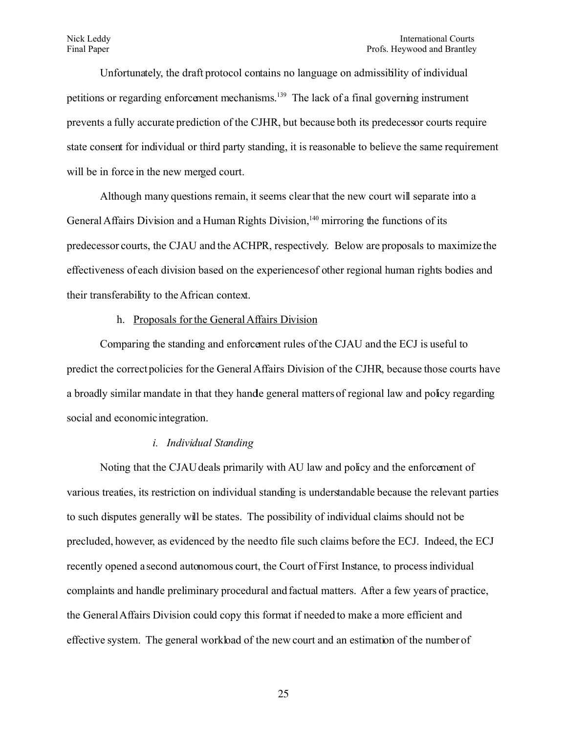Unfortunately, the draft protocol contains no language on admissibility of individual petitions or regarding enforcement mechanisms.[139] The lack of a final governing instrument prevents a fully accurate prediction of the CJHR, but because both its predecessor courts require state consent for individual or third party standing, it is reasonable to believe the same requirement will be in force in the new merged court.

Although many questions remain, it seems clear that the new court will separate into a General Affairs Division and a Human Rights Division,[140] mirroring the functions of its predecessor courts, the CJAU and the ACHPR, respectively. Below are proposals to maximize the effectiveness of each division based on the experiences of other regional human rights bodies and their transferability to the African context.

h. <u>Proposals for the General Affairs Division</u>

Comparing the standing and enforcement rules of the CJAU and the ECJ is useful to predict the correct policies for the General Affairs Division of the CJHR, because those courts have a broadly similar mandate in that they handle general matters of regional law and policy regarding social and economic integration.

*i. Individual Standing*

Noting that the CJAU deals primarily with AU law and policy and the enforcement of various treaties, its restriction on individual standing is understandable because the relevant parties to such disputes generally will be states. The possibility of individual claims should not be precluded, however, as evidenced by the need to file such claims before the ECJ. Indeed, the ECJ recently opened a second autonomous court, the Court of First Instance, to process individual complaints and handle preliminary procedural and factual matters. After a few years of practice, the General Affairs Division could copy this format if needed to make a more efficient and effective system. The general workload of the new court and an estimation of the number of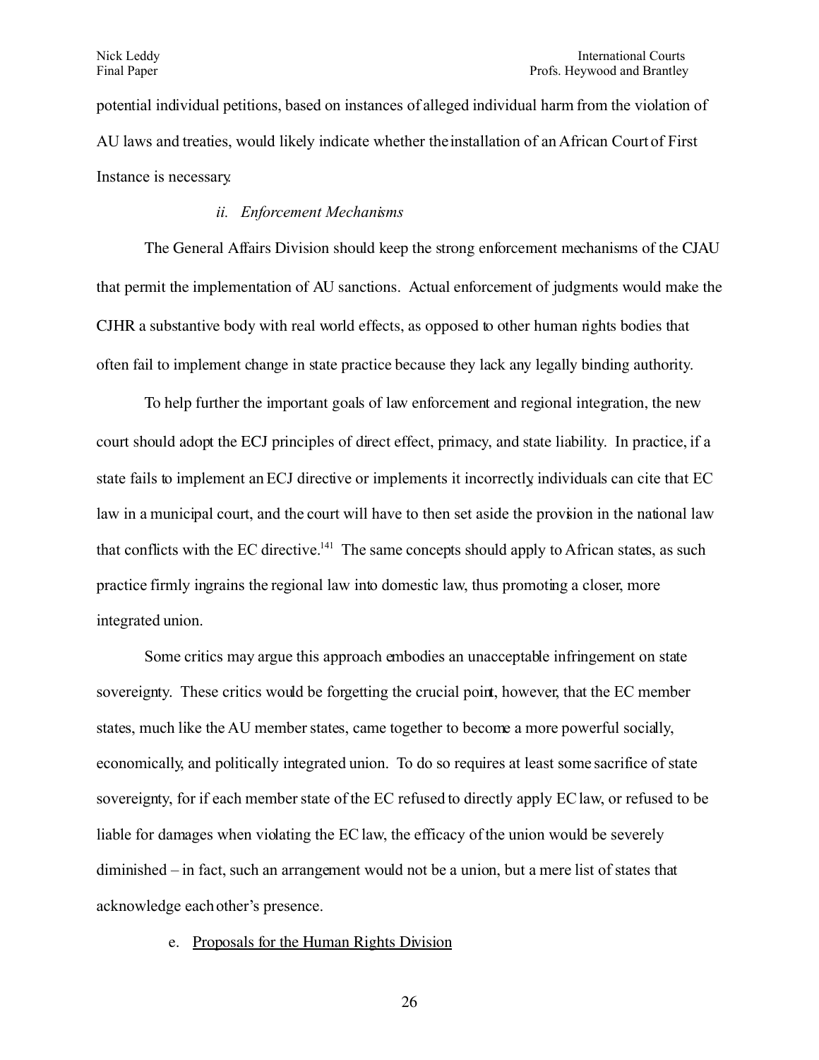potential individual petitions, based on instances of alleged individual harm from the violation of AU laws and treaties, would likely indicate whether the installation of an African Court of First Instance is necessary.

#### *ii. Enforcement Mechanisms*

The General Affairs Division should keep the strong enforcement mechanisms of the CJAU that permit the implementation of AU sanctions. Actual enforcement of judgments would make the CJHR a substantive body with real world effects, as opposed to other human rights bodies that often fail to implement change in state practice because they lack any legally binding authority.

To help further the important goals of law enforcement and regional integration, the new court should adopt the ECJ principles of direct effect, primacy, and state liability. In practice, if a state fails to implement an ECJ directive or implements it incorrectly, individuals can cite that EC law in a municipal court, and the court will have to then set aside the provision in the national law that conflicts with the EC directive.[141] The same concepts should apply to African states, as such practice firmly ingrains the regional law into domestic law, thus promoting a closer, more integrated union.

Some critics may argue this approach embodies an unacceptable infringement on state sovereignty. These critics would be forgetting the crucial point, however, that the EC member states, much like the AU member states, came together to become a more powerful socially, economically, and politically integrated union. To do so requires at least some sacrifice of state sovereignty, for if each member state of the EC refused to directly apply EC law, or refused to be liable for damages when violating the EC law, the efficacy of the union would be severely diminished – in fact, such an arrangement would not be a union, but a mere list of states that acknowledge each other's presence.

### e. Proposals for the Human Rights Division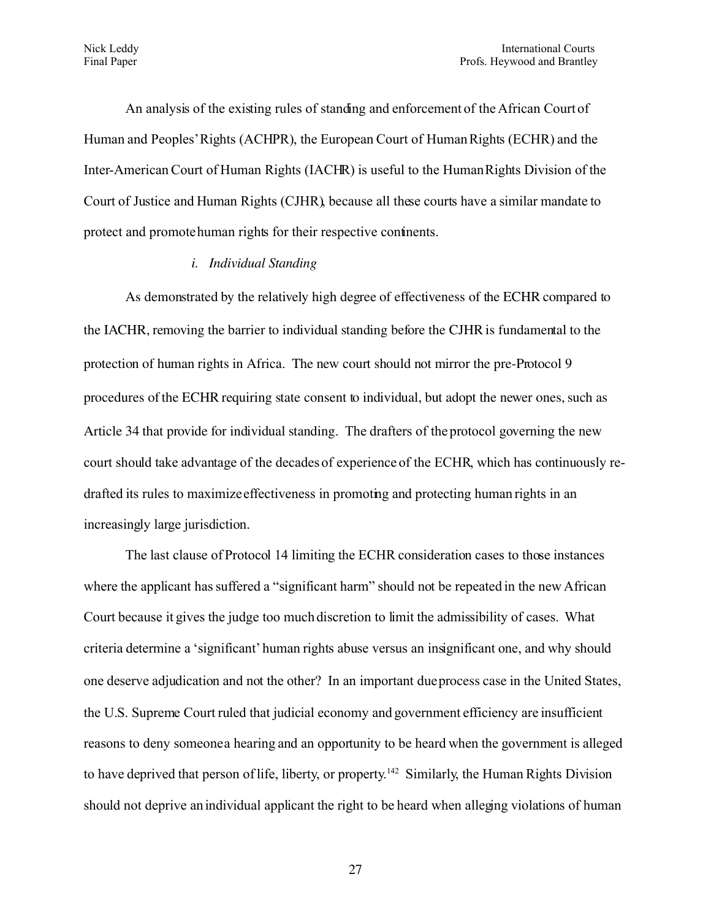An analysis of the existing rules of standing and enforcement of the African Court of Human and Peoples' Rights (ACHPR), the European Court of Human Rights (ECHR) and the Inter-American Court of Human Rights (IACHR) is useful to the Human Rights Division of the Court of Justice and Human Rights (CJHR), because all these courts have a similar mandate to protect and promote human rights for their respective continents.

*i. Individual Standing*

As demonstrated by the relatively high degree of effectiveness of the ECHR compared to the IACHR, removing the barrier to individual standing before the CJHR is fundamental to the protection of human rights in Africa. The new court should not mirror the pre-Protocol 9 procedures of the ECHR requiring state consent to individual, but adopt the newer ones, such as Article 34 that provide for individual standing. The drafters of the protocol governing the new court should take advantage of the decades of experience of the ECHR, which has continuously re-drafted its rules to maximize effectiveness in promoting and protecting human rights in an increasingly large jurisdiction.

The last clause of Protocol 14 limiting the ECHR consideration cases to those instances where the applicant has suffered a "significant harm" should not be repeated in the new African Court because it gives the judge too much discretion to limit the admissibility of cases. What criteria determine a 'significant' human rights abuse versus an insignificant one, and why should one deserve adjudication and not the other? In an important due process case in the United States, the U.S. Supreme Court ruled that judicial economy and government efficiency are insufficient reasons to deny someone a hearing and an opportunity to be heard when the government is alleged to have deprived that person of life, liberty, or property.[142] Similarly, the Human Rights Division should not deprive an individual applicant the right to be heard when alleging violations of human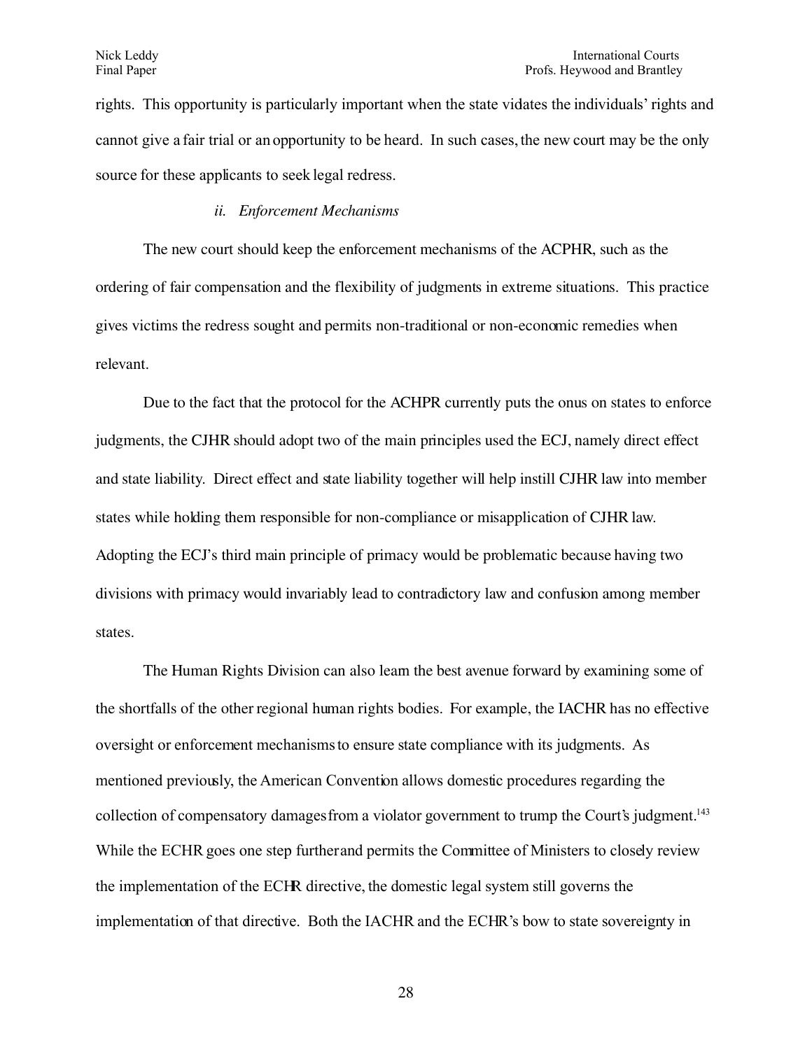rights. This opportunity is particularly important when the state vidates the individuals' rights and cannot give a fair trial or an opportunity to be heard. In such cases, the new court may be the only source for these applicants to seek legal redress.

*ii. Enforcement Mechanisms*

The new court should keep the enforcement mechanisms of the ACPHR, such as the ordering of fair compensation and the flexibility of judgments in extreme situations. This practice gives victims the redress sought and permits non-traditional or non-economic remedies when relevant.

Due to the fact that the protocol for the ACHPR currently puts the onus on states to enforce judgments, the CJHR should adopt two of the main principles used the ECJ, namely direct effect and state liability. Direct effect and state liability together will help instill CJHR law into member states while holding them responsible for non-compliance or misapplication of CJHR law. Adopting the ECJ's third main principle of primacy would be problematic because having two divisions with primacy would invariably lead to contradictory law and confusion among member states.

The Human Rights Division can also learn the best avenue forward by examining some of the shortfalls of the other regional human rights bodies. For example, the IACHR has no effective oversight or enforcement mechanisms to ensure state compliance with its judgments. As mentioned previously, the American Convention allows domestic procedures regarding the collection of compensatory damages from a violator government to trump the Court's judgment.[143] While the ECHR goes one step further and permits the Committee of Ministers to closely review the implementation of the ECHR directive, the domestic legal system still governs the implementation of that directive. Both the IACHR and the ECHR's bow to state sovereignty in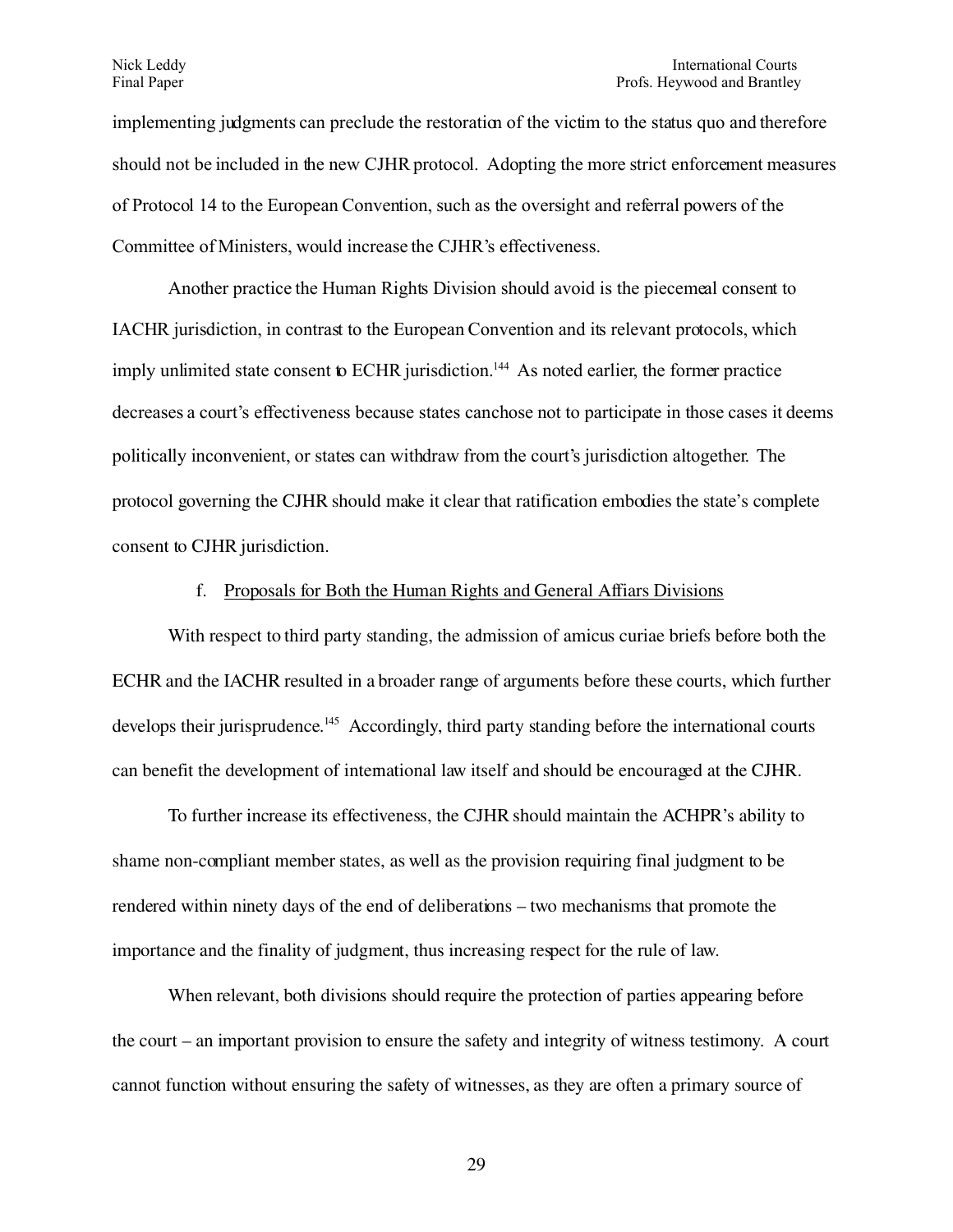implementing judgments can preclude the restoration of the victim to the status quo and therefore should not be included in the new CJHR protocol. Adopting the more strict enforcement measures of Protocol 14 to the European Convention, such as the oversight and referral powers of the Committee of Ministers, would increase the CJHR's effectiveness.

Another practice the Human Rights Division should avoid is the piecemeal consent to IACHR jurisdiction, in contrast to the European Convention and its relevant protocols, which imply unlimited state consent to ECHR jurisdiction.[144] As noted earlier, the former practice decreases a court's effectiveness because states canchose not to participate in those cases it deems politically inconvenient, or states can withdraw from the court's jurisdiction altogether. The protocol governing the CJHR should make it clear that ratification embodies the state's complete consent to CJHR jurisdiction.

f. Proposals for Both the Human Rights and General Affiars Divisions

With respect to third party standing, the admission of amicus curiae briefs before both the ECHR and the IACHR resulted in a broader range of arguments before these courts, which further develops their jurisprudence.[145] Accordingly, third party standing before the international courts can benefit the development of international law itself and should be encouraged at the CJHR.

To further increase its effectiveness, the CJHR should maintain the ACHPR's ability to shame non-compliant member states, as well as the provision requiring final judgment to be rendered within ninety days of the end of deliberations – two mechanisms that promote the importance and the finality of judgment, thus increasing respect for the rule of law.

When relevant, both divisions should require the protection of parties appearing before the court – an important provision to ensure the safety and integrity of witness testimony. A court cannot function without ensuring the safety of witnesses, as they are often a primary source of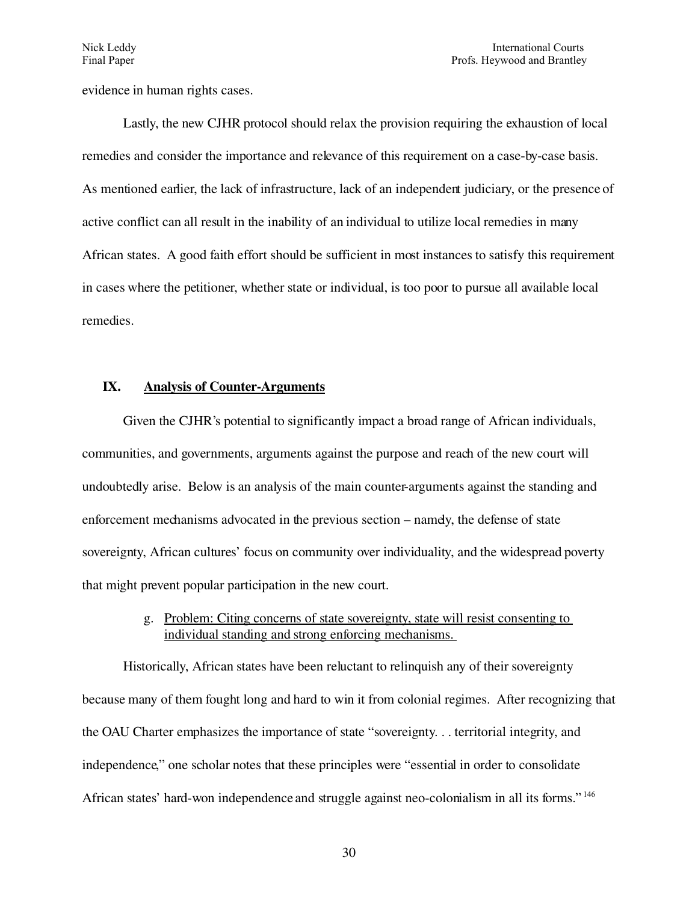evidence in human rights cases.

Lastly, the new CJHR protocol should relax the provision requiring the exhaustion of local remedies and consider the importance and relevance of this requirement on a case-by-case basis. As mentioned earlier, the lack of infrastructure, lack of an independent judiciary, or the presence of active conflict can all result in the inability of an individual to utilize local remedies in many African states. A good faith effort should be sufficient in most instances to satisfy this requirement in cases where the petitioner, whether state or individual, is too poor to pursue all available local remedies.

## IX. Analysis of Counter-Arguments

Given the CJHR's potential to significantly impact a broad range of African individuals, communities, and governments, arguments against the purpose and reach of the new court will undoubtedly arise. Below is an analysis of the main counter-arguments against the standing and enforcement mechanisms advocated in the previous section – namely, the defense of state sovereignty, African cultures' focus on community over individuality, and the widespread poverty that might prevent popular participation in the new court.

g. Problem: Citing concerns of state sovereignty, state will resist consenting to individual standing and strong enforcing mechanisms.

Historically, African states have been reluctant to relinquish any of their sovereignty because many of them fought long and hard to win it from colonial regimes. After recognizing that the OAU Charter emphasizes the importance of state "sovereignty. . . territorial integrity, and independence," one scholar notes that these principles were "essential in order to consolidate African states' hard-won independence and struggle against neo-colonialism in all its forms."[146]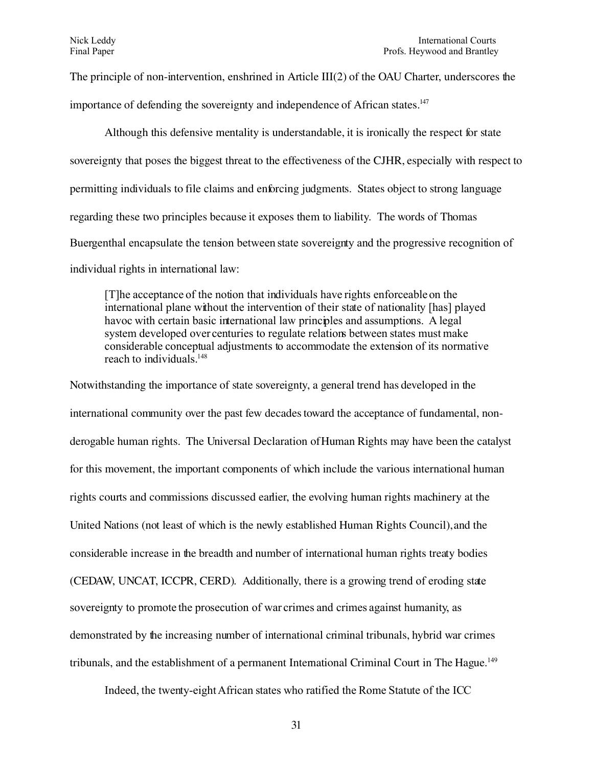The principle of non-intervention, enshrined in Article III(2) of the OAU Charter, underscores the importance of defending the sovereignty and independence of African states.[147]

Although this defensive mentality is understandable, it is ironically the respect for state sovereignty that poses the biggest threat to the effectiveness of the CJHR, especially with respect to permitting individuals to file claims and enforcing judgments. States object to strong language regarding these two principles because it exposes them to liability. The words of Thomas Buergenthal encapsulate the tension between state sovereignty and the progressive recognition of individual rights in international law:

> [T]he acceptance of the notion that individuals have rights enforceable on the international plane without the intervention of their state of nationality [has] played havoc with certain basic international law principles and assumptions. A legal system developed over centuries to regulate relations between states must make considerable conceptual adjustments to accommodate the extension of its normative reach to individuals.[148]

Notwithstanding the importance of state sovereignty, a general trend has developed in the international community over the past few decades toward the acceptance of fundamental, non-derogable human rights. The Universal Declaration of Human Rights may have been the catalyst for this movement, the important components of which include the various international human rights courts and commissions discussed earlier, the evolving human rights machinery at the United Nations (not least of which is the newly established Human Rights Council), and the considerable increase in the breadth and number of international human rights treaty bodies (CEDAW, UNCAT, ICCPR, CERD). Additionally, there is a growing trend of eroding state sovereignty to promote the prosecution of war crimes and crimes against humanity, as demonstrated by the increasing number of international criminal tribunals, hybrid war crimes tribunals, and the establishment of a permanent International Criminal Court in The Hague.[149]

Indeed, the twenty-eight African states who ratified the Rome Statute of the ICC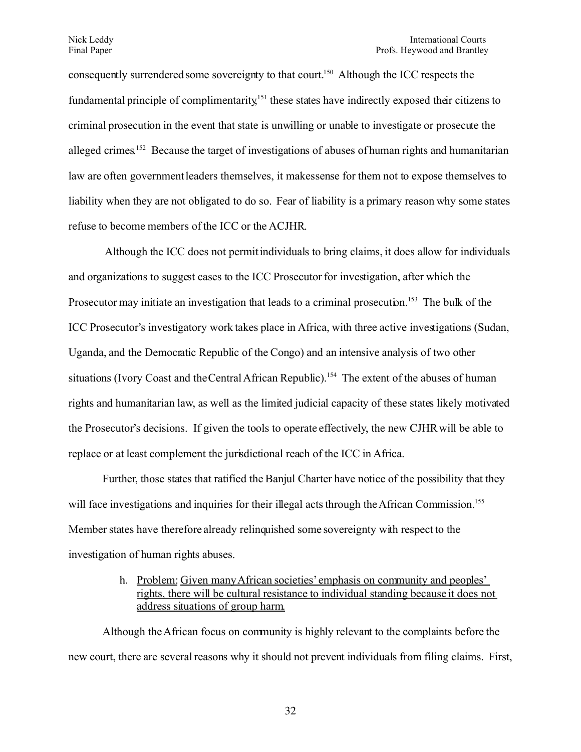consequently surrendered some sovereignty to that court.[150] Although the ICC respects the fundamental principle of complimentarity,[151] these states have indirectly exposed their citizens to criminal prosecution in the event that state is unwilling or unable to investigate or prosecute the alleged crimes.[152] Because the target of investigations of abuses of human rights and humanitarian law are often government leaders themselves, it makessense for them not to expose themselves to liability when they are not obligated to do so. Fear of liability is a primary reason why some states refuse to become members of the ICC or the ACJHR.

Although the ICC does not permit individuals to bring claims, it does allow for individuals and organizations to suggest cases to the ICC Prosecutor for investigation, after which the Prosecutor may initiate an investigation that leads to a criminal prosecution.[153] The bulk of the ICC Prosecutor's investigatory work takes place in Africa, with three active investigations (Sudan, Uganda, and the Democratic Republic of the Congo) and an intensive analysis of two other situations (Ivory Coast and the Central African Republic).[154] The extent of the abuses of human rights and humanitarian law, as well as the limited judicial capacity of these states likely motivated the Prosecutor's decisions. If given the tools to operate effectively, the new CJHR will be able to replace or at least complement the jurisdictional reach of the ICC in Africa.

Further, those states that ratified the Banjul Charter have notice of the possibility that they will face investigations and inquiries for their illegal acts through the African Commission.[155] Member states have therefore already relinquished some sovereignty with respect to the investigation of human rights abuses.

h. Problem: Given many African societies' emphasis on community and peoples' rights, there will be cultural resistance to individual standing because it does not address situations of group harm.

Although the African focus on community is highly relevant to the complaints before the new court, there are several reasons why it should not prevent individuals from filing claims. First,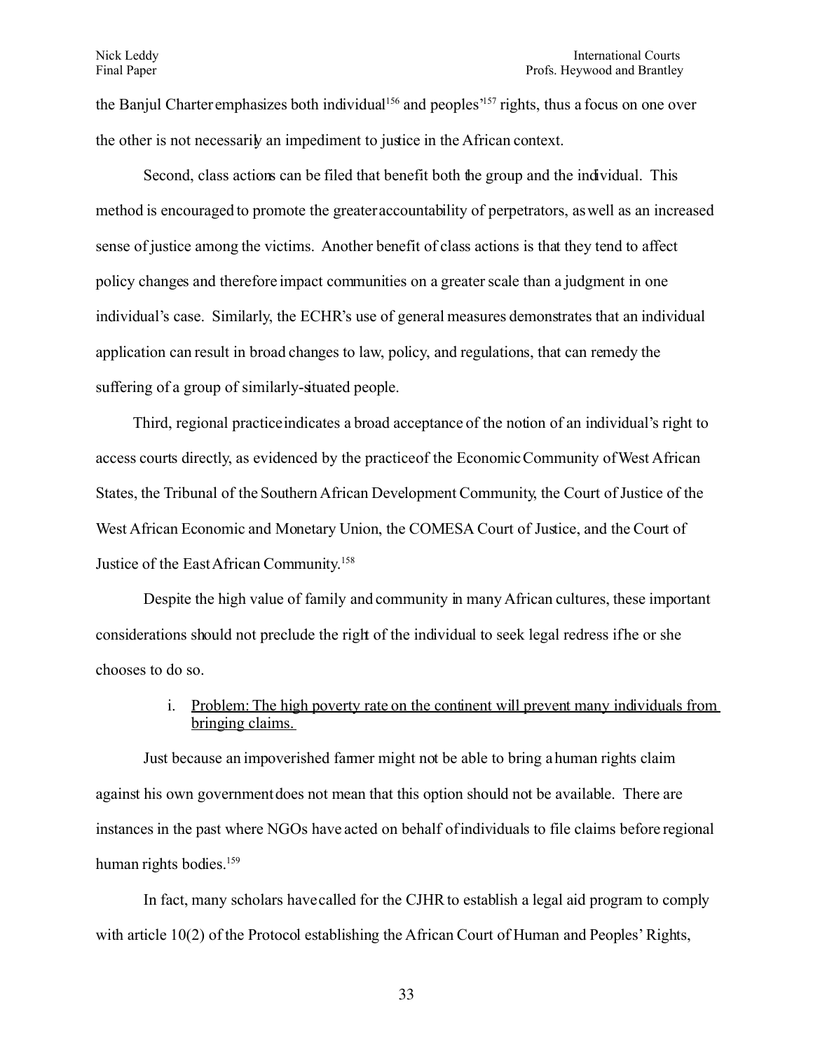the Banjul Charter emphasizes both individual[156] and peoples'[157] rights, thus a focus on one over the other is not necessarily an impediment to justice in the African context.

Second, class actions can be filed that benefit both the group and the individual. This method is encouraged to promote the greater accountability of perpetrators, as well as an increased sense of justice among the victims. Another benefit of class actions is that they tend to affect policy changes and therefore impact communities on a greater scale than a judgment in one individual's case. Similarly, the ECHR's use of general measures demonstrates that an individual application can result in broad changes to law, policy, and regulations, that can remedy the suffering of a group of similarly-situated people.

Third, regional practice indicates a broad acceptance of the notion of an individual's right to access courts directly, as evidenced by the practice of the Economic Community of West African States, the Tribunal of the Southern African Development Community, the Court of Justice of the West African Economic and Monetary Union, the COMESA Court of Justice, and the Court of Justice of the East African Community.[158]

Despite the high value of family and community in many African cultures, these important considerations should not preclude the right of the individual to seek legal redress if he or she chooses to do so.

i. Problem: The high poverty rate on the continent will prevent many individuals from bringing claims.

Just because an impoverished farmer might not be able to bring a human rights claim against his own government does not mean that this option should not be available. There are instances in the past where NGOs have acted on behalf of individuals to file claims before regional human rights bodies.[159]

In fact, many scholars have called for the CJHR to establish a legal aid program to comply with article 10(2) of the Protocol establishing the African Court of Human and Peoples' Rights,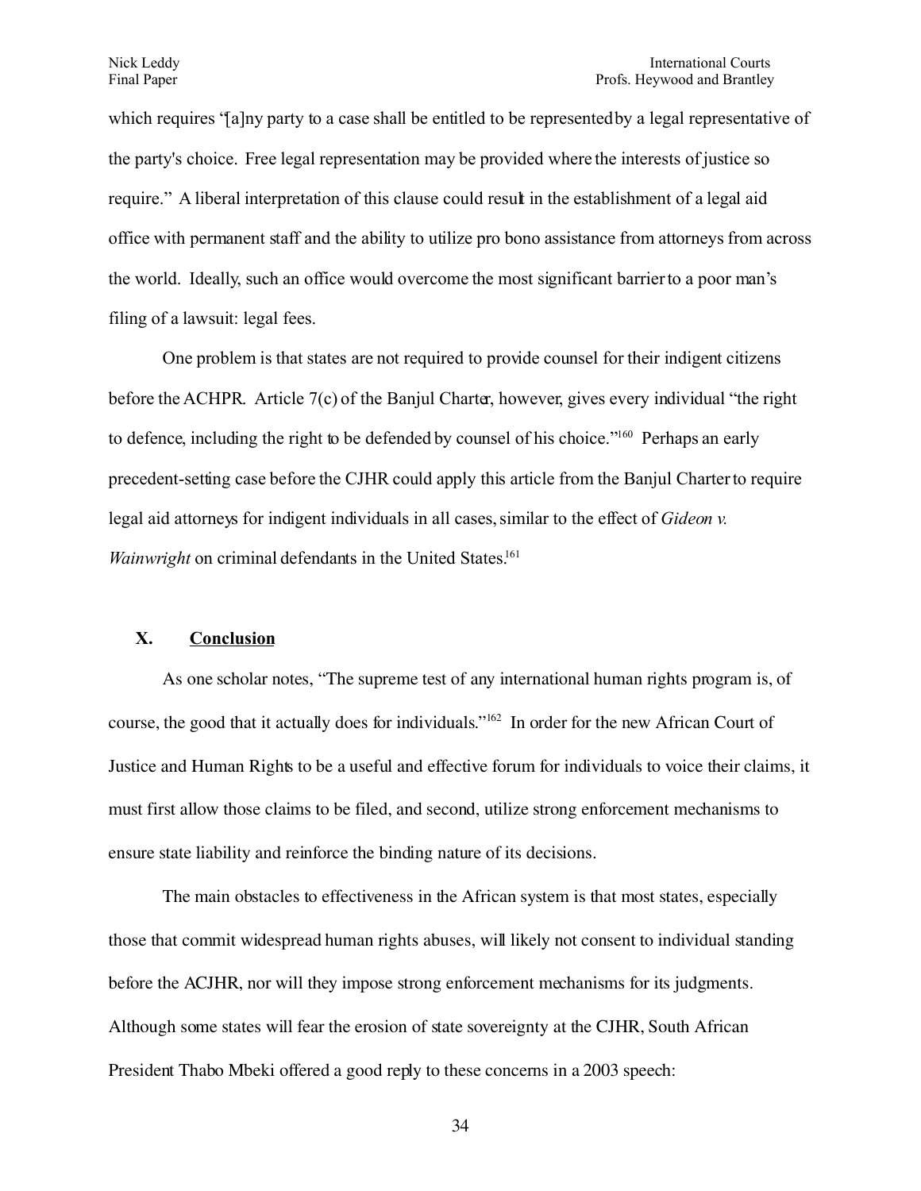which requires "[a]ny party to a case shall be entitled to be represented by a legal representative of the party's choice. Free legal representation may be provided where the interests of justice so require." A liberal interpretation of this clause could result in the establishment of a legal aid office with permanent staff and the ability to utilize pro bono assistance from attorneys from across the world. Ideally, such an office would overcome the most significant barrier to a poor man's filing of a lawsuit: legal fees.

One problem is that states are not required to provide counsel for their indigent citizens before the ACHPR. Article 7(c) of the Banjul Charter, however, gives every individual "the right to defence, including the right to be defended by counsel of his choice."[160] Perhaps an early precedent-setting case before the CJHR could apply this article from the Banjul Charter to require legal aid attorneys for indigent individuals in all cases, similar to the effect of *Gideon v. Wainwright* on criminal defendants in the United States.[161]

## X. Conclusion

As one scholar notes, "The supreme test of any international human rights program is, of course, the good that it actually does for individuals."[162] In order for the new African Court of Justice and Human Rights to be a useful and effective forum for individuals to voice their claims, it must first allow those claims to be filed, and second, utilize strong enforcement mechanisms to ensure state liability and reinforce the binding nature of its decisions.

The main obstacles to effectiveness in the African system is that most states, especially those that commit widespread human rights abuses, will likely not consent to individual standing before the ACJHR, nor will they impose strong enforcement mechanisms for its judgments. Although some states will fear the erosion of state sovereignty at the CJHR, South African President Thabo Mbeki offered a good reply to these concerns in a 2003 speech: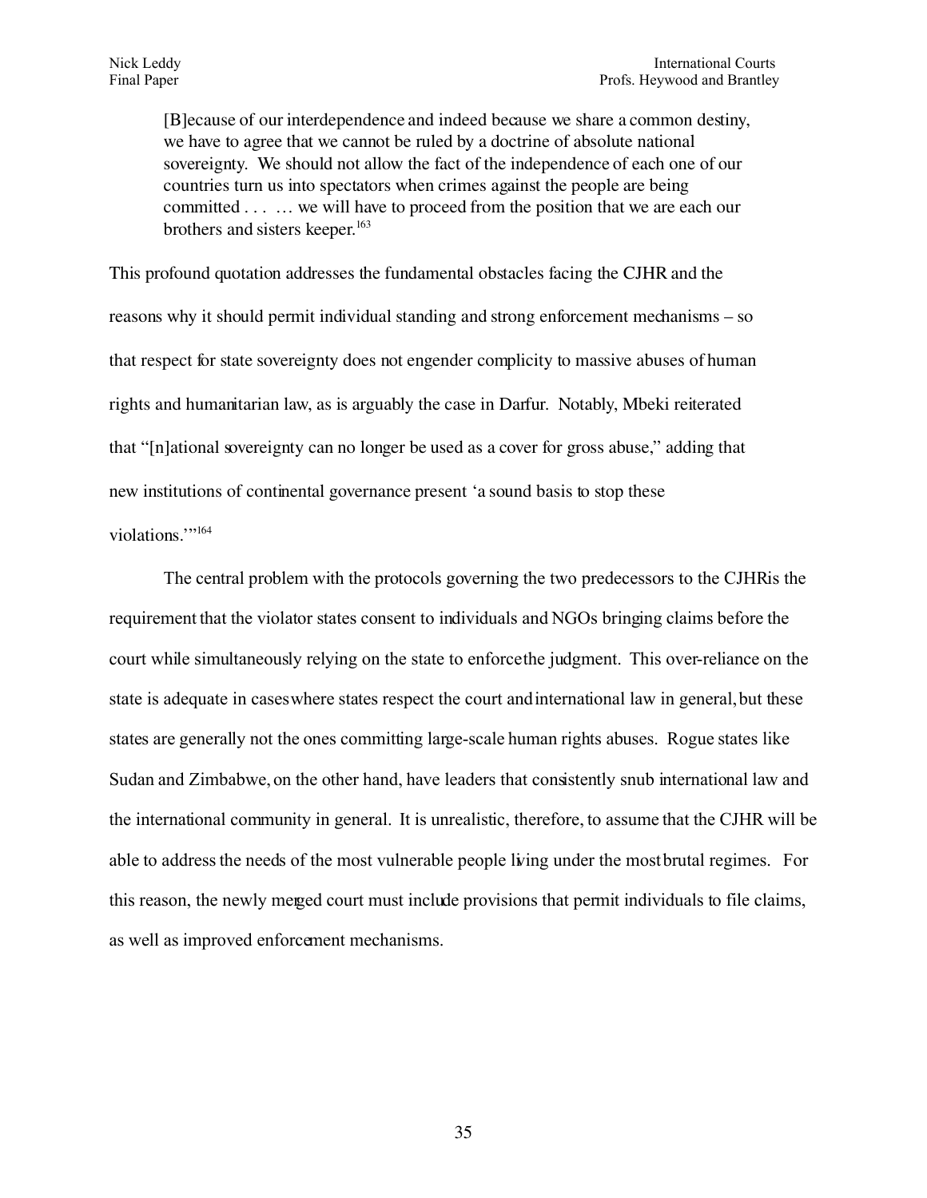> [B]ecause of our interdependence and indeed because we share a common destiny, we have to agree that we cannot be ruled by a doctrine of absolute national sovereignty. We should not allow the fact of the independence of each one of our countries turn us into spectators when crimes against the people are being committed . . . … we will have to proceed from the position that we are each our brothers and sisters keeper.[163]

This profound quotation addresses the fundamental obstacles facing the CJHR and the reasons why it should permit individual standing and strong enforcement mechanisms – so that respect for state sovereignty does not engender complicity to massive abuses of human rights and humanitarian law, as is arguably the case in Darfur. Notably, Mbeki reiterated that "[n]ational sovereignty can no longer be used as a cover for gross abuse," adding that new institutions of continental governance present 'a sound basis to stop these violations.'"[164]

The central problem with the protocols governing the two predecessors to the CJHR is the requirement that the violator states consent to individuals and NGOs bringing claims before the court while simultaneously relying on the state to enforce the judgment. This over-reliance on the state is adequate in cases where states respect the court and international law in general, but these states are generally not the ones committing large-scale human rights abuses. Rogue states like Sudan and Zimbabwe, on the other hand, have leaders that consistently snub international law and the international community in general. It is unrealistic, therefore, to assume that the CJHR will be able to address the needs of the most vulnerable people living under the most brutal regimes. For this reason, the newly merged court must include provisions that permit individuals to file claims, as well as improved enforcement mechanisms.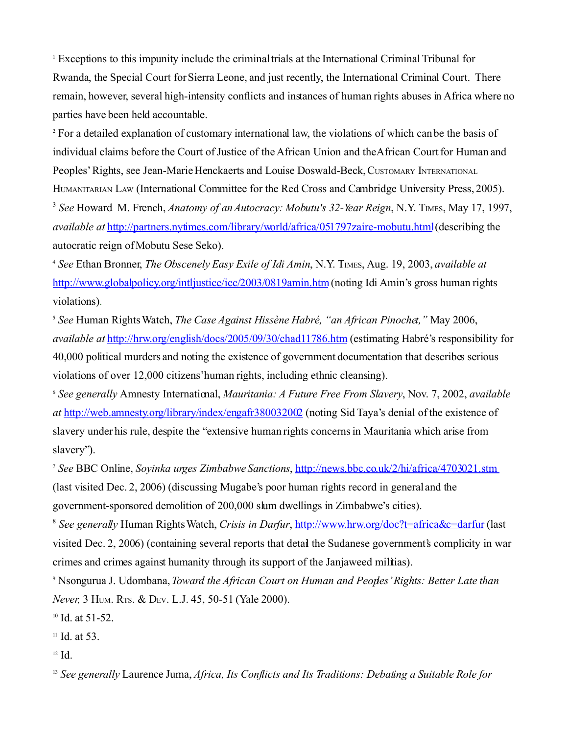[1] Exceptions to this impunity include the criminal trials at the International Criminal Tribunal for Rwanda, the Special Court for Sierra Leone, and just recently, the International Criminal Court. There remain, however, several high-intensity conflicts and instances of human rights abuses in Africa where no parties have been held accountable.

[2] For a detailed explanation of customary international law, the violations of which can be the basis of individual claims before the Court of Justice of the African Union and the African Court for Human and Peoples' Rights, see Jean-Marie Henckaerts and Louise Doswald-Beck, CUSTOMARY INTERNATIONAL HUMANITARIAN LAW (International Committee for the Red Cross and Cambridge University Press, 2005).

[3] *See* Howard M. French, *Anatomy of an Autocracy: Mobutu's 32-Year Reign*, N.Y. TIMES, May 17, 1997, *available at* http://partners.nytimes.com/library/world/africa/051797zaire-mobutu.html (describing the autocratic reign of Mobutu Sese Seko).

[4] *See* Ethan Bronner, *The Obscenely Easy Exile of Idi Amin*, N.Y. TIMES, Aug. 19, 2003, *available at* http://www.globalpolicy.org/intljustice/icc/2003/0819amin.htm (noting Idi Amin's gross human rights violations).

[5] *See* Human Rights Watch, *The Case Against Hissène Habré, "an African Pinochet,"* May 2006, *available at* http://hrw.org/english/docs/2005/09/30/chad11786.htm (estimating Habré's responsibility for 40,000 political murders and noting the existence of government documentation that describes serious violations of over 12,000 citizens' human rights, including ethnic cleansing).

[6] *See generally* Amnesty International, *Mauritania: A Future Free From Slavery*, Nov. 7, 2002, *available at* http://web.amnesty.org/library/index/engafr380032002 (noting Sid Taya's denial of the existence of slavery under his rule, despite the "extensive human rights concerns in Mauritania which arise from slavery").

[7] *See* BBC Online, *Soyinka urges Zimbabwe Sanctions*, http://news.bbc.co.uk/2/hi/africa/4703021.stm (last visited Dec. 2, 2006) (discussing Mugabe's poor human rights record in general and the government-sponsored demolition of 200,000 slum dwellings in Zimbabwe's cities).

[8] *See generally* Human Rights Watch, *Crisis in Darfur*, http://www.hrw.org/doc?t=africa&c=darfur (last visited Dec. 2, 2006) (containing several reports that detail the Sudanese government's complicity in war crimes and crimes against humanity through its support of the Janjaweed militias).

[9] Nsongurua J. Udombana, *Toward the African Court on Human and Peoples' Rights: Better Late than Never,* 3 HUM. RTS. & DEV. L.J. 45, 50-51 (Yale 2000).

[10] Id. at 51-52.

[11] Id. at 53.

[12] Id.

[13] *See generally* Laurence Juma, *Africa, Its Conflicts and Its Traditions: Debating a Suitable Role for*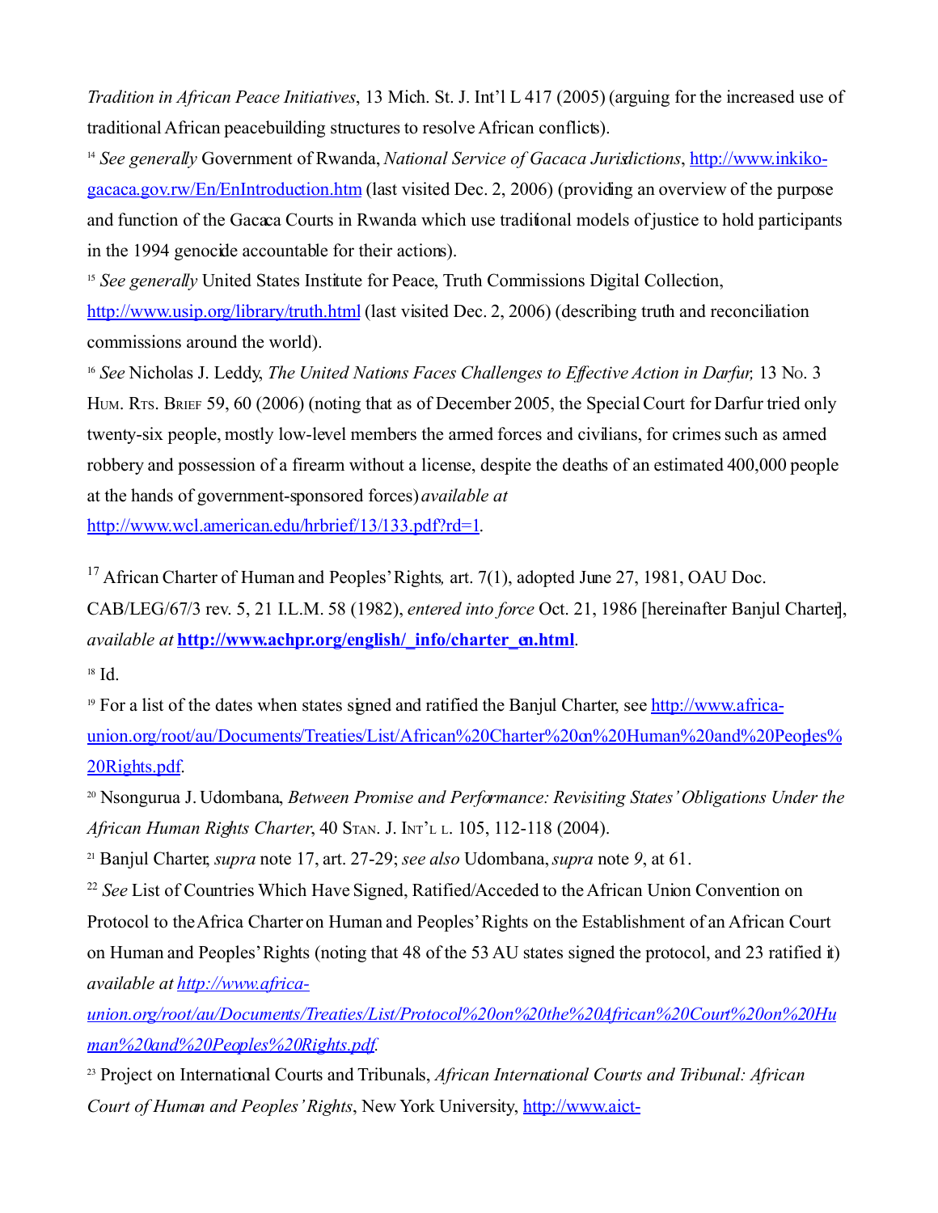*Tradition in African Peace Initiatives*, 13 Mich. St. J. Int'l L 417 (2005) (arguing for the increased use of traditional African peacebuilding structures to resolve African conflicts).

[14] *See generally* Government of Rwanda, *National Service of Gacaca Jurisdictions*, http://www.inkiko-gacaca.gov.rw/En/EnIntroduction.htm (last visited Dec. 2, 2006) (providing an overview of the purpose and function of the Gacaca Courts in Rwanda which use traditional models of justice to hold participants in the 1994 genocide accountable for their actions).

[15] *See generally* United States Institute for Peace, Truth Commissions Digital Collection, http://www.usip.org/library/truth.html (last visited Dec. 2, 2006) (describing truth and reconciliation commissions around the world).

[16] *See* Nicholas J. Leddy, *The United Nations Faces Challenges to Effective Action in Darfur,* 13 No. 3 Hum. Rts. Brief 59, 60 (2006) (noting that as of December 2005, the Special Court for Darfur tried only twenty-six people, mostly low-level members the armed forces and civilians, for crimes such as armed robbery and possession of a firearm without a license, despite the deaths of an estimated 400,000 people at the hands of government-sponsored forces) *available at* http://www.wcl.american.edu/hrbrief/13/133.pdf?rd=1.

[17] African Charter of Human and Peoples' Rights*,* art. 7(1), adopted June 27, 1981, OAU Doc. CAB/LEG/67/3 rev. 5, 21 I.L.M. 58 (1982), *entered into force* Oct. 21, 1986 [hereinafter Banjul Charter], *available at* **http://www.achpr.org/english/_info/charter_en.html**.

[18] Id.

[19] For a list of the dates when states signed and ratified the Banjul Charter, see http://www.africa-union.org/root/au/Documents/Treaties/List/African%20Charter%20on%20Human%20and%20Peoples%20Rights.pdf.

[20] Nsongurua J. Udombana, *Between Promise and Performance: Revisiting States' Obligations Under the African Human Rights Charter*, 40 Stan. J. Int'l l. 105, 112-118 (2004).

[21] Banjul Charter, *supra* note 17, art. 27-29; *see also* Udombana, *supra* note *9*, at 61.

[22] *See* List of Countries Which Have Signed, Ratified/Acceded to the African Union Convention on Protocol to the Africa Charter on Human and Peoples' Rights on the Establishment of an African Court on Human and Peoples' Rights (noting that 48 of the 53 AU states signed the protocol, and 23 ratified it) *available at http://www.africa-union.org/root/au/Documents/Treaties/List/Protocol%20on%20the%20African%20Court%20on%20Human%20and%20Peoples%20Rights.pdf*.

[23] Project on International Courts and Tribunals, *African International Courts and Tribunal: African Court of Human and Peoples' Rights*, New York University, http://www.aict-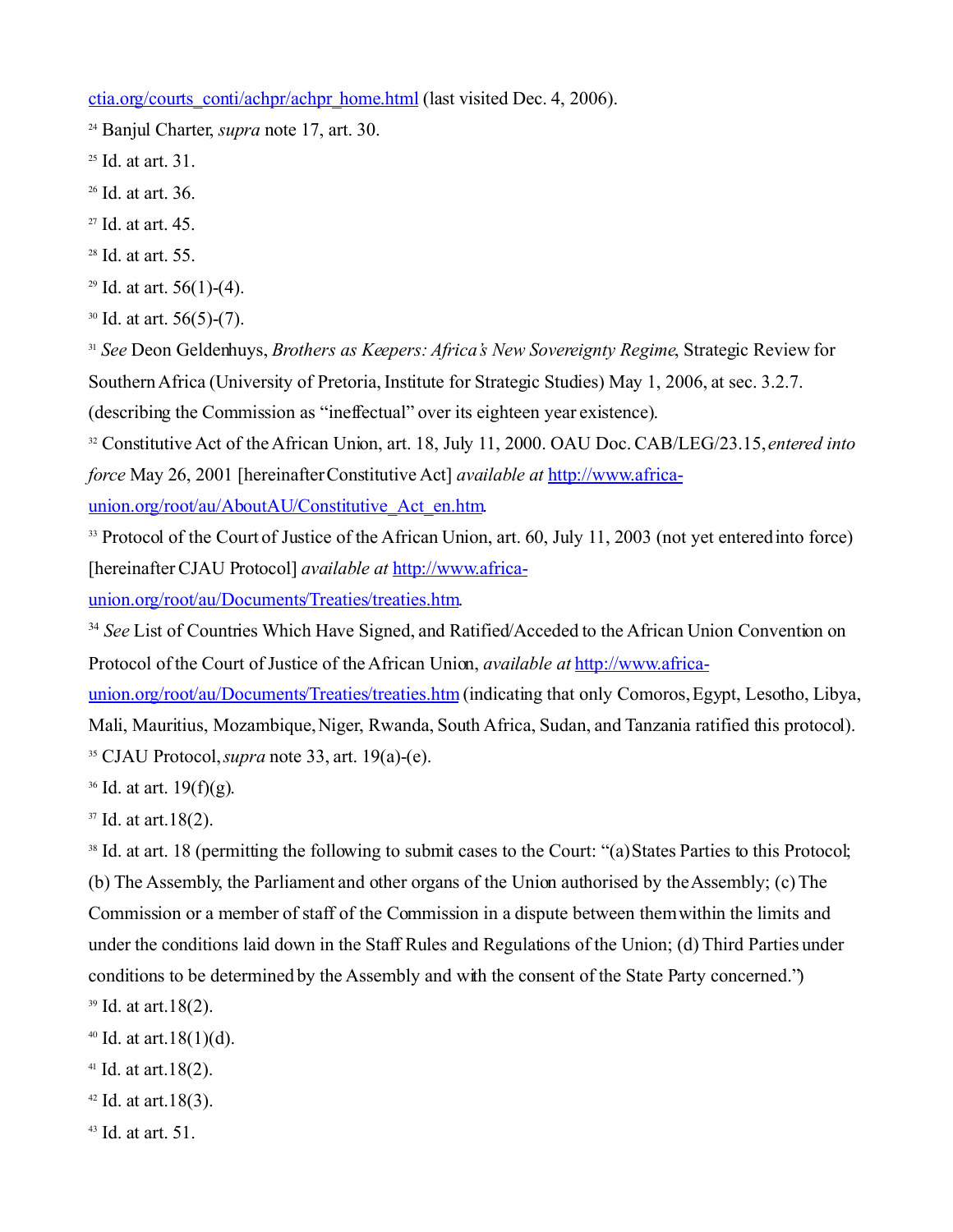ctia.org/courts_conti/achpr/achpr_home.html (last visited Dec. 4, 2006).

[24] Banjul Charter, *supra* note 17, art. 30.

[25] Id. at art. 31.

[26] Id. at art. 36.

[27] Id. at art. 45.

[28] Id. at art. 55.

[29] Id. at art. 56(1)-(4).

[30] Id. at art. 56(5)-(7).

[31] *See* Deon Geldenhuys, *Brothers as Keepers: Africa's New Sovereignty Regime*, Strategic Review for Southern Africa (University of Pretoria, Institute for Strategic Studies) May 1, 2006, at sec. 3.2.7. (describing the Commission as "ineffectual" over its eighteen year existence).

[32] Constitutive Act of the African Union, art. 18, July 11, 2000. OAU Doc. CAB/LEG/23.15, *entered into force* May 26, 2001 [hereinafter Constitutive Act] *available at* http://www.africa-union.org/root/au/AboutAU/Constitutive_Act_en.htm.

[33] Protocol of the Court of Justice of the African Union, art. 60, July 11, 2003 (not yet entered into force) [hereinafter CJAU Protocol] *available at* http://www.africa-union.org/root/au/Documents/Treaties/treaties.htm.

[34] *See* List of Countries Which Have Signed, and Ratified/Acceded to the African Union Convention on Protocol of the Court of Justice of the African Union, *available at* http://www.africa-union.org/root/au/Documents/Treaties/treaties.htm (indicating that only Comoros, Egypt, Lesotho, Libya, Mali, Mauritius, Mozambique, Niger, Rwanda, South Africa, Sudan, and Tanzania ratified this protocol).

[35] CJAU Protocol, *supra* note 33, art. 19(a)-(e).

[36] Id. at art. 19(f)(g).

[37] Id. at art.18(2).

[38] Id. at art. 18 (permitting the following to submit cases to the Court: "(a) States Parties to this Protocol; (b) The Assembly, the Parliament and other organs of the Union authorised by the Assembly; (c) The Commission or a member of staff of the Commission in a dispute between them within the limits and under the conditions laid down in the Staff Rules and Regulations of the Union; (d) Third Parties under conditions to be determined by the Assembly and with the consent of the State Party concerned.")

[39] Id. at art.18(2).

[40] Id. at art.18(1)(d).

[41] Id. at art.18(2).

[42] Id. at art.18(3).

[43] Id. at art. 51.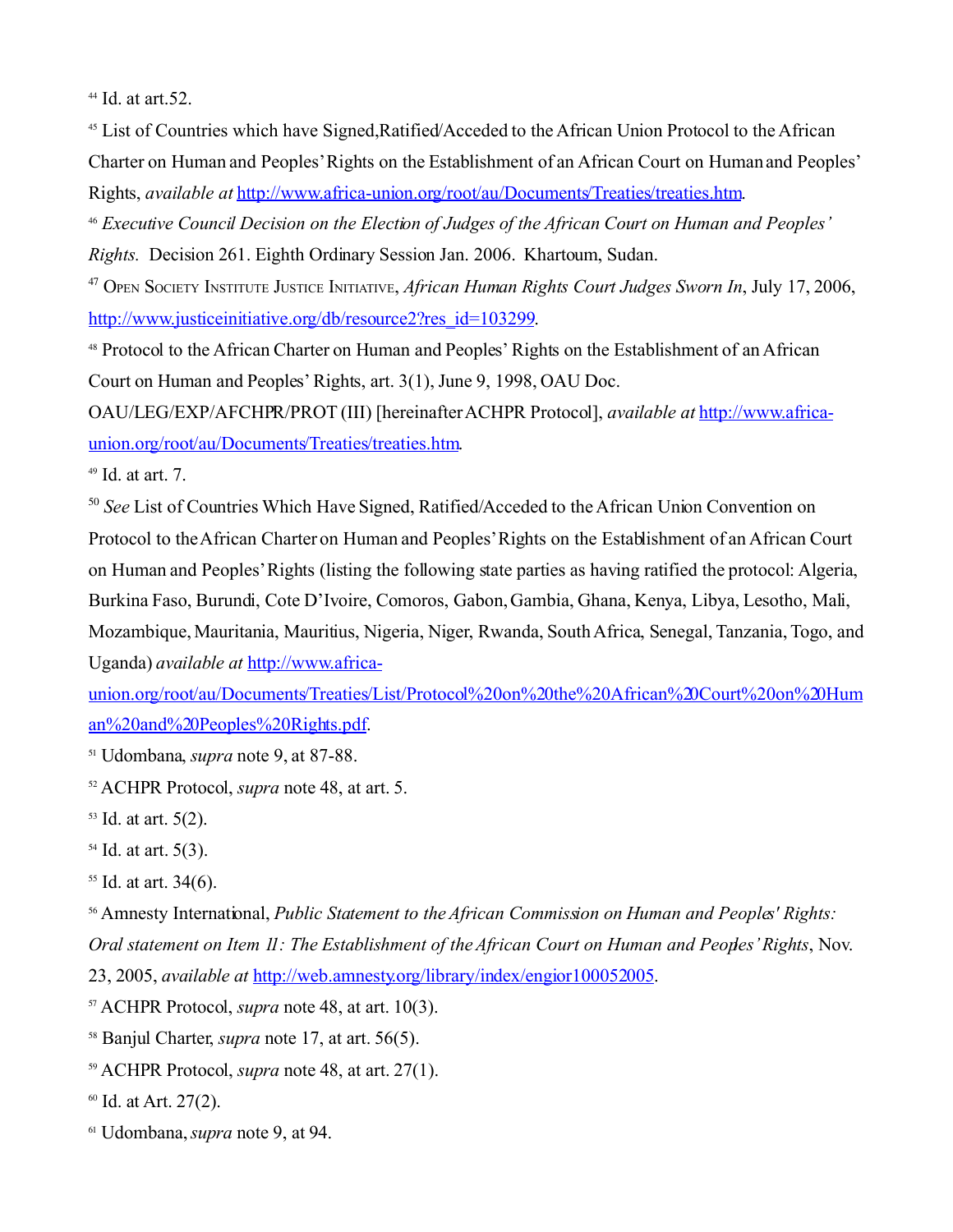[44] Id. at art.52.

[45] List of Countries which have Signed,Ratified/Acceded to the African Union Protocol to the African Charter on Human and Peoples' Rights on the Establishment of an African Court on Human and Peoples' Rights, *available at* http://www.africa-union.org/root/au/Documents/Treaties/treaties.htm.

[46] *Executive Council Decision on the Election of Judges of the African Court on Human and Peoples' Rights.* Decision 261. Eighth Ordinary Session Jan. 2006. Khartoum, Sudan.

[47] Open Society Institute Justice Initiative, *African Human Rights Court Judges Sworn In*, July 17, 2006, http://www.justiceinitiative.org/db/resource2?res_id=103299.

[48] Protocol to the African Charter on Human and Peoples' Rights on the Establishment of an African Court on Human and Peoples' Rights, art. 3(1), June 9, 1998, OAU Doc. OAU/LEG/EXP/AFCHPR/PROT (III) [hereinafter ACHPR Protocol], *available at* http://www.africa-union.org/root/au/Documents/Treaties/treaties.htm.

[49] Id. at art. 7.

[50] *See* List of Countries Which Have Signed, Ratified/Acceded to the African Union Convention on Protocol to the African Charter on Human and Peoples' Rights on the Establishment of an African Court on Human and Peoples' Rights (listing the following state parties as having ratified the protocol: Algeria, Burkina Faso, Burundi, Cote D'Ivoire, Comoros, Gabon, Gambia, Ghana, Kenya, Libya, Lesotho, Mali, Mozambique, Mauritania, Mauritius, Nigeria, Niger, Rwanda, South Africa, Senegal, Tanzania, Togo, and Uganda) *available at* http://www.africa-union.org/root/au/Documents/Treaties/List/Protocol%20on%20the%20African%20Court%20on%20Human%20and%20Peoples%20Rights.pdf.

[51] Udombana, *supra* note 9, at 87-88.

[52] ACHPR Protocol, *supra* note 48, at art. 5.

[53] Id. at art. 5(2).

[54] Id. at art. 5(3).

[55] Id. at art. 34(6).

[56] Amnesty International, *Public Statement to the African Commission on Human and Peoples' Rights: Oral statement on Item 11: The Establishment of the African Court on Human and Peoples' Rights*, Nov. 23, 2005, *available at* http://web.amnesty.org/library/index/engior100052005.

[57] ACHPR Protocol, *supra* note 48, at art. 10(3).

[58] Banjul Charter, *supra* note 17, at art. 56(5).

[59] ACHPR Protocol, *supra* note 48, at art. 27(1).

[60] Id. at Art. 27(2).

[61] Udombana, *supra* note 9, at 94.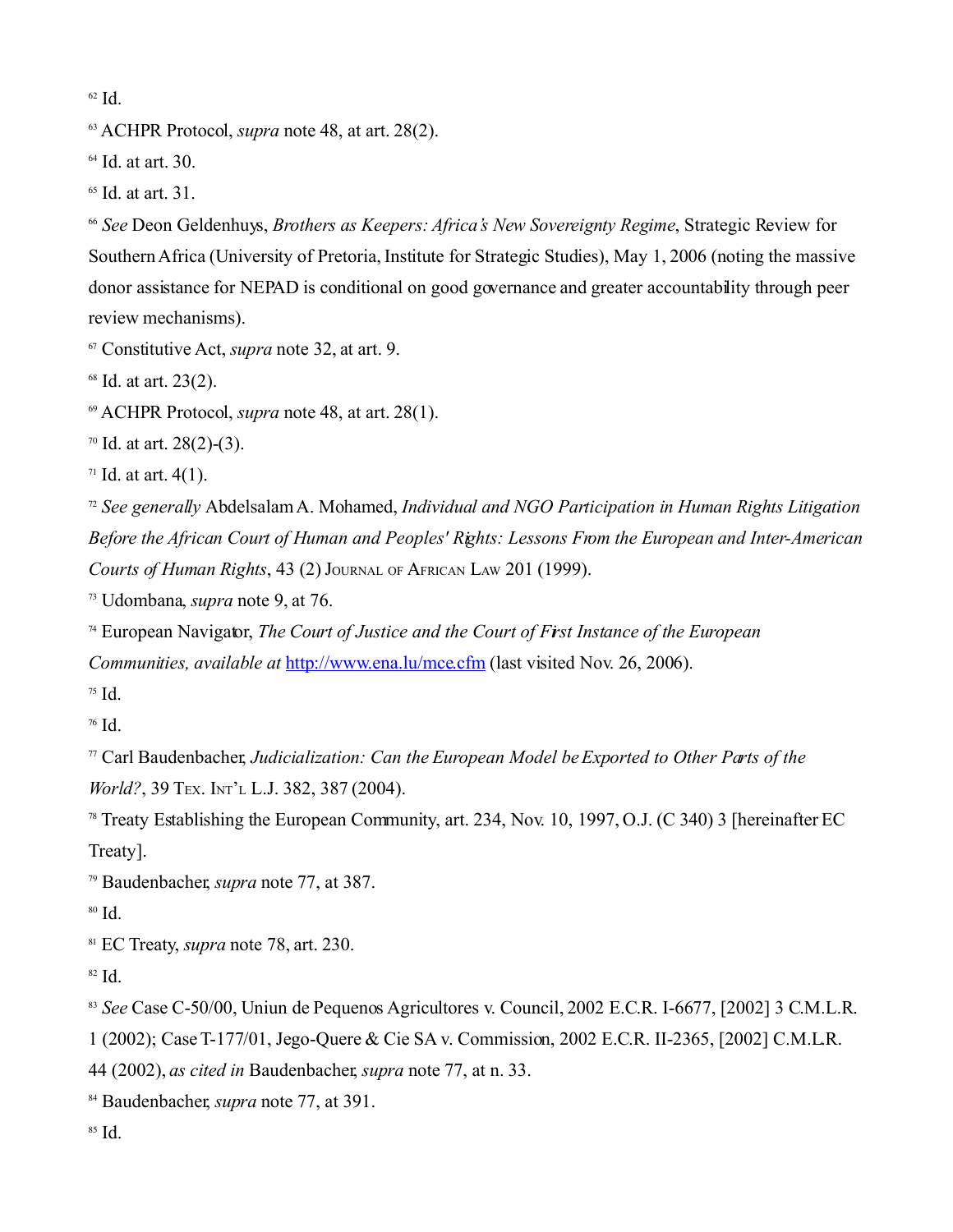[62] Id.

[63] ACHPR Protocol, *supra* note 48, at art. 28(2).

[64] Id. at art. 30.

[65] Id. at art. 31.

[66] *See* Deon Geldenhuys, *Brothers as Keepers: Africa's New Sovereignty Regime*, Strategic Review for Southern Africa (University of Pretoria, Institute for Strategic Studies), May 1, 2006 (noting the massive donor assistance for NEPAD is conditional on good governance and greater accountability through peer review mechanisms).

[67] Constitutive Act, *supra* note 32, at art. 9.

[68] Id. at art. 23(2).

[69] ACHPR Protocol, *supra* note 48, at art. 28(1).

[70] Id. at art. 28(2)-(3).

[71] Id. at art. 4(1).

[72] *See generally* Abdelsalam A. Mohamed, *Individual and NGO Participation in Human Rights Litigation Before the African Court of Human and Peoples' Rights: Lessons From the European and Inter-American Courts of Human Rights*, 43 (2) Journal of African Law 201 (1999).

[73] Udombana, *supra* note 9, at 76.

[74] European Navigator, *The Court of Justice and the Court of First Instance of the European Communities, available at* http://www.ena.lu/mce.cfm (last visited Nov. 26, 2006).

[75] Id.

[76] Id.

[77] Carl Baudenbacher, *Judicialization: Can the European Model be Exported to Other Parts of the World?*, 39 Tex. Int'l L.J. 382, 387 (2004).

[78] Treaty Establishing the European Community, art. 234, Nov. 10, 1997, O.J. (C 340) 3 [hereinafter EC Treaty].

[79] Baudenbacher, *supra* note 77, at 387.

[80] Id.

[81] EC Treaty, *supra* note 78, art. 230.

[82] Id.

[83] *See* Case C-50/00, Uniun de Pequenos Agricultores v. Council, 2002 E.C.R. I-6677, [2002] 3 C.M.L.R. 1 (2002); Case T-177/01, Jego-Quere & Cie SA v. Commission, 2002 E.C.R. II-2365, [2002] C.M.L.R. 44 (2002), *as cited in* Baudenbacher, *supra* note 77, at n. 33.

[84] Baudenbacher, *supra* note 77, at 391.

[85] Id.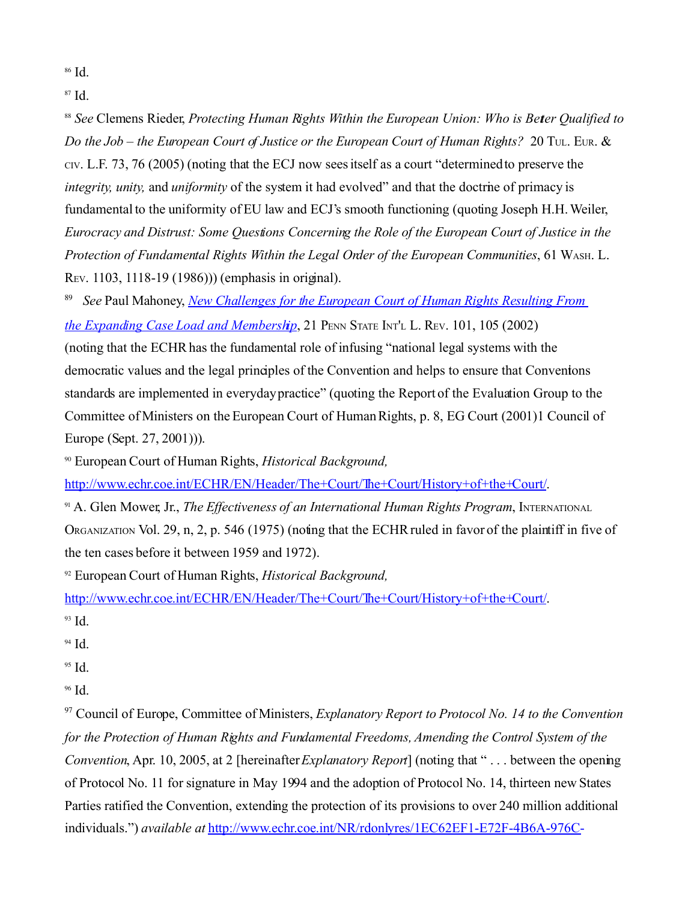[86] Id.

[87] Id.

[88] *See* Clemens Rieder, *Protecting Human Rights Within the European Union: Who is Better Qualified to Do the Job – the European Court of Justice or the European Court of Human Rights?* 20 Tul. Eur. & civ. L.F. 73, 76 (2005) (noting that the ECJ now sees itself as a court "determined to preserve the *integrity, unity,* and *uniformity* of the system it had evolved" and that the doctrine of primacy is fundamental to the uniformity of EU law and ECJ's smooth functioning (quoting Joseph H.H. Weiler, *Eurocracy and Distrust: Some Questions Concerning the Role of the European Court of Justice in the Protection of Fundamental Rights Within the Legal Order of the European Communities*, 61 Wash. L. Rev. 1103, 1118-19 (1986))) (emphasis in original).

[89] *See* Paul Mahoney, *New Challenges for the European Court of Human Rights Resulting From the Expanding Case Load and Membership*, 21 Penn State Int'l L. Rev. 101, 105 (2002) (noting that the ECHR has the fundamental role of infusing "national legal systems with the democratic values and the legal principles of the Convention and helps to ensure that Conventions standards are implemented in everyday practice" (quoting the Report of the Evaluation Group to the Committee of Ministers on the European Court of Human Rights, p. 8, EG Court (2001)1 Council of Europe (Sept. 27, 2001))).

[90] European Court of Human Rights, *Historical Background,* http://www.echr.coe.int/ECHR/EN/Header/The+Court/The+Court/History+of+the+Court/.

[91] A. Glen Mower, Jr., *The Effectiveness of an International Human Rights Program*, International Organization Vol. 29, n, 2, p. 546 (1975) (noting that the ECHR ruled in favor of the plaintiff in five of the ten cases before it between 1959 and 1972).

[92] European Court of Human Rights, *Historical Background,* http://www.echr.coe.int/ECHR/EN/Header/The+Court/The+Court/History+of+the+Court/.

[93] Id.

[94] Id.

[95] Id.

[96] Id.

[97] Council of Europe, Committee of Ministers, *Explanatory Report to Protocol No. 14 to the Convention for the Protection of Human Rights and Fundamental Freedoms, Amending the Control System of the Convention*, Apr. 10, 2005, at 2 [hereinafter *Explanatory Report*] (noting that " . . . between the opening of Protocol No. 11 for signature in May 1994 and the adoption of Protocol No. 14, thirteen new States Parties ratified the Convention, extending the protection of its provisions to over 240 million additional individuals.") *available at* http://www.echr.coe.int/NR/rdonlyres/1EC62EF1-E72F-4B6A-976C-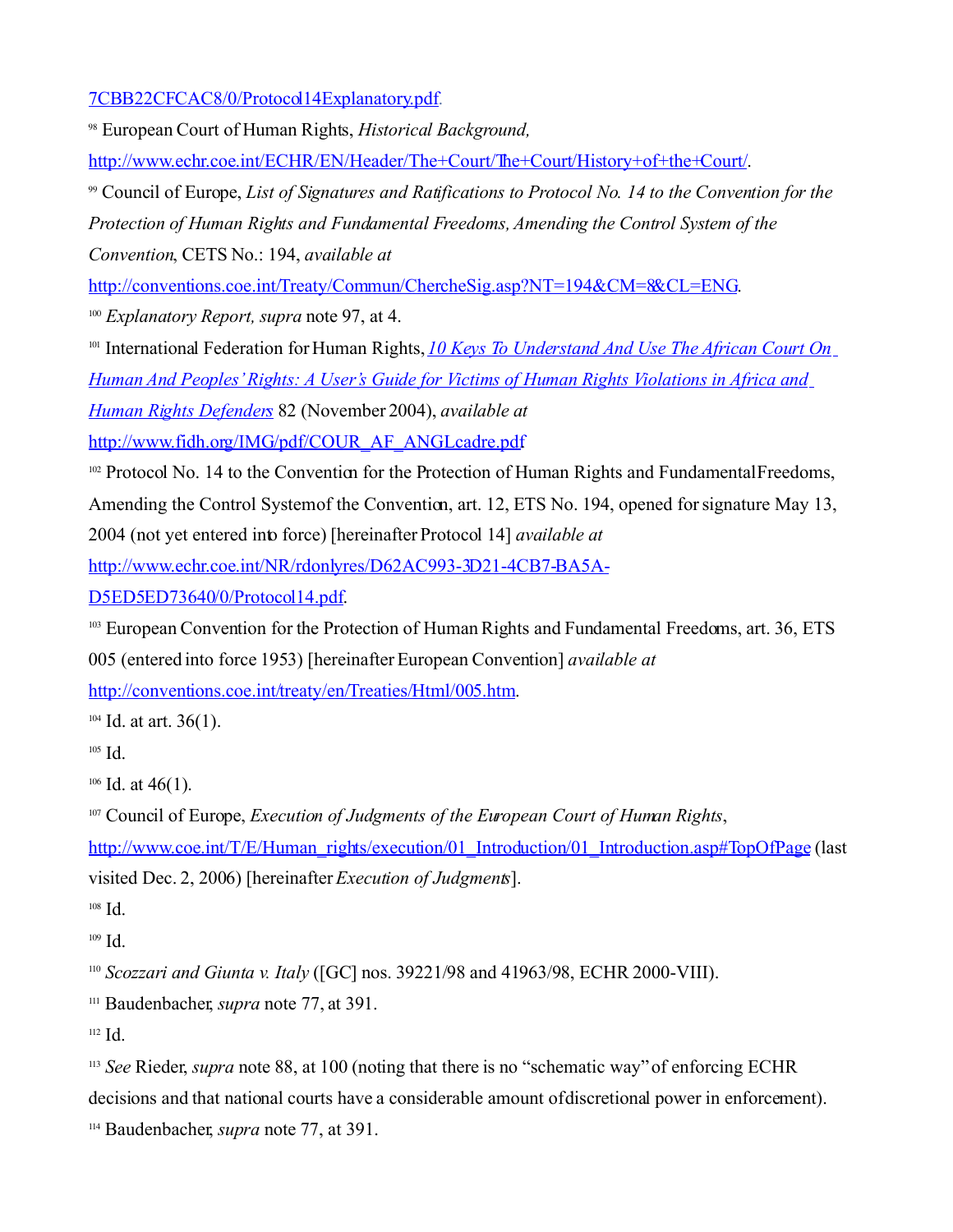7CBB22CFCAC8/0/Protocol14Explanatory.pdf.

[98] European Court of Human Rights, *Historical Background,* http://www.echr.coe.int/ECHR/EN/Header/The+Court/The+Court/History+of+the+Court/.

[99] Council of Europe, *List of Signatures and Ratifications to Protocol No. 14 to the Convention for the Protection of Human Rights and Fundamental Freedoms, Amending the Control System of the Convention*, CETS No.: 194, *available at* http://conventions.coe.int/Treaty/Commun/ChercheSig.asp?NT=194&CM=8&CL=ENG.

[100] *Explanatory Report, supra* note 97, at 4.

[101] International Federation for Human Rights, *10 Keys To Understand And Use The African Court On Human And Peoples' Rights: A User's Guide for Victims of Human Rights Violations in Africa and Human Rights Defenders* 82 (November 2004), *available at* http://www.fidh.org/IMG/pdf/COUR_AF_ANGLcadre.pdf

[102] Protocol No. 14 to the Convention for the Protection of Human Rights and Fundamental Freedoms, Amending the Control System of the Convention, art. 12, ETS No. 194, opened for signature May 13, 2004 (not yet entered into force) [hereinafter Protocol 14] *available at* http://www.echr.coe.int/NR/rdonlyres/D62AC993-3D21-4CB7-BA5A-D5ED5ED73640/0/Protocol14.pdf.

[103] European Convention for the Protection of Human Rights and Fundamental Freedoms, art. 36, ETS 005 (entered into force 1953) [hereinafter European Convention] *available at* http://conventions.coe.int/treaty/en/Treaties/Html/005.htm.

[104] Id. at art. 36(1).

[105] Id.

[106] Id. at 46(1).

[107] Council of Europe, *Execution of Judgments of the European Court of Human Rights*, http://www.coe.int/T/E/Human_rights/execution/01_Introduction/01_Introduction.asp#TopOfPage (last visited Dec. 2, 2006) [hereinafter *Execution of Judgments*].

[108] Id.

[109] Id.

[110] *Scozzari and Giunta v. Italy* ([GC] nos. 39221/98 and 41963/98, ECHR 2000-VIII).

[111] Baudenbacher, *supra* note 77, at 391.

[112] Id.

[113] *See* Rieder, *supra* note 88, at 100 (noting that there is no "schematic way" of enforcing ECHR decisions and that national courts have a considerable amount of discretional power in enforcement).

[114] Baudenbacher, *supra* note 77, at 391.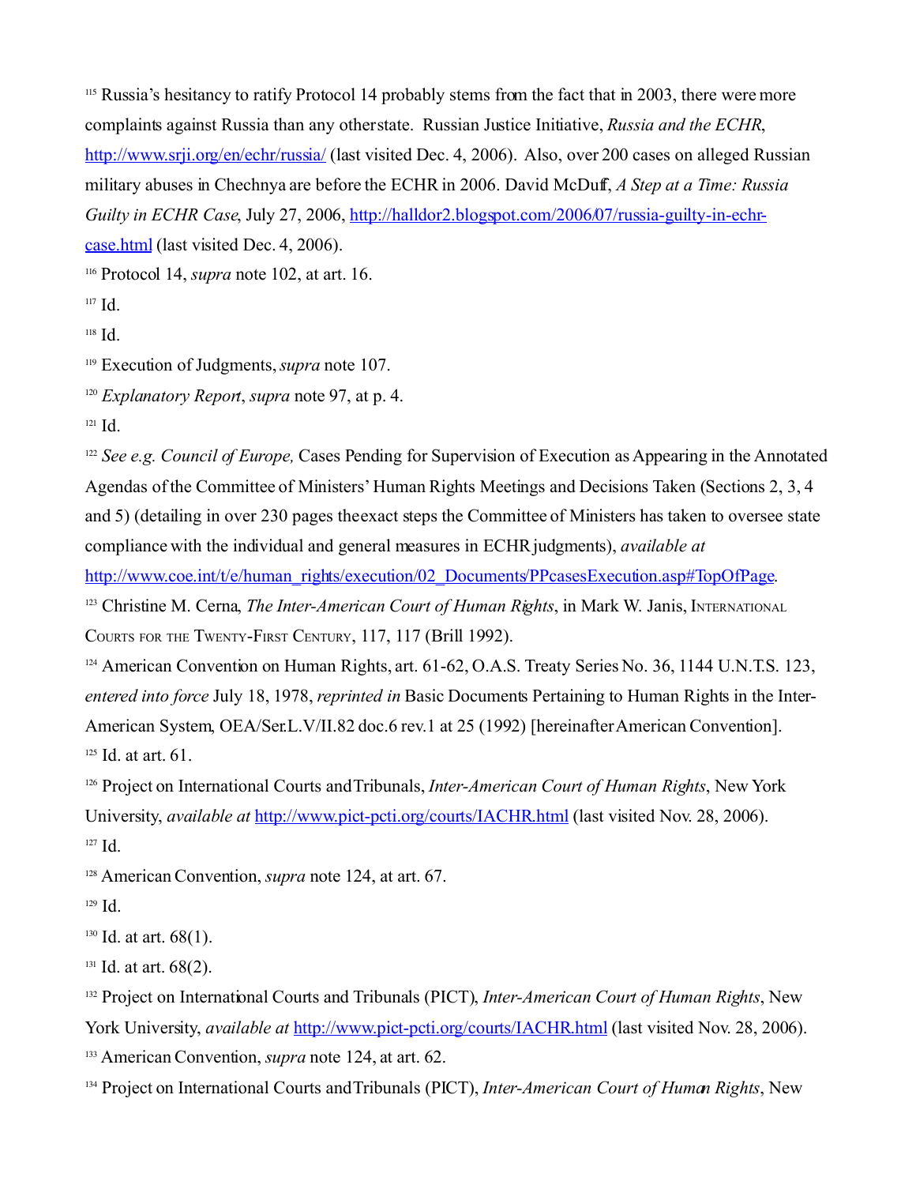[115] Russia's hesitancy to ratify Protocol 14 probably stems from the fact that in 2003, there were more complaints against Russia than any other state. Russian Justice Initiative, *Russia and the ECHR*, http://www.srji.org/en/echr/russia/ (last visited Dec. 4, 2006). Also, over 200 cases on alleged Russian military abuses in Chechnya are before the ECHR in 2006. David McDuff, *A Step at a Time: Russia Guilty in ECHR Case*, July 27, 2006, http://halldor2.blogspot.com/2006/07/russia-guilty-in-echr-case.html (last visited Dec. 4, 2006).

[116] Protocol 14, *supra* note 102, at art. 16.

[117] Id.

[118] Id.

[119] Execution of Judgments, *supra* note 107.

[120] *Explanatory Report*, *supra* note 97, at p. 4.

[121] Id.

[122] *See e.g. Council of Europe,* Cases Pending for Supervision of Execution as Appearing in the Annotated Agendas of the Committee of Ministers' Human Rights Meetings and Decisions Taken (Sections 2, 3, 4 and 5) (detailing in over 230 pages the exact steps the Committee of Ministers has taken to oversee state compliance with the individual and general measures in ECHR judgments), *available at* http://www.coe.int/t/e/human_rights/execution/02_Documents/PPcasesExecution.asp#TopOfPage.

[123] Christine M. Cerna, *The Inter-American Court of Human Rights*, in Mark W. Janis, International Courts for the Twenty-First Century, 117, 117 (Brill 1992).

[124] American Convention on Human Rights, art. 61-62, O.A.S. Treaty Series No. 36, 1144 U.N.T.S. 123, *entered into force* July 18, 1978, *reprinted in* Basic Documents Pertaining to Human Rights in the Inter-American System, OEA/Ser.L.V/II.82 doc.6 rev.1 at 25 (1992) [hereinafter American Convention].

[125] Id. at art. 61.

[126] Project on International Courts and Tribunals, *Inter-American Court of Human Rights*, New York University, *available at* http://www.pict-pcti.org/courts/IACHR.html (last visited Nov. 28, 2006).

[127] Id.

[128] American Convention, *supra* note 124, at art. 67.

[129] Id.

[130] Id. at art. 68(1).

[131] Id. at art. 68(2).

[132] Project on International Courts and Tribunals (PICT), *Inter-American Court of Human Rights*, New York University, *available at* http://www.pict-pcti.org/courts/IACHR.html (last visited Nov. 28, 2006).

[133] American Convention, *supra* note 124, at art. 62.

[134] Project on International Courts and Tribunals (PICT), *Inter-American Court of Human Rights*, New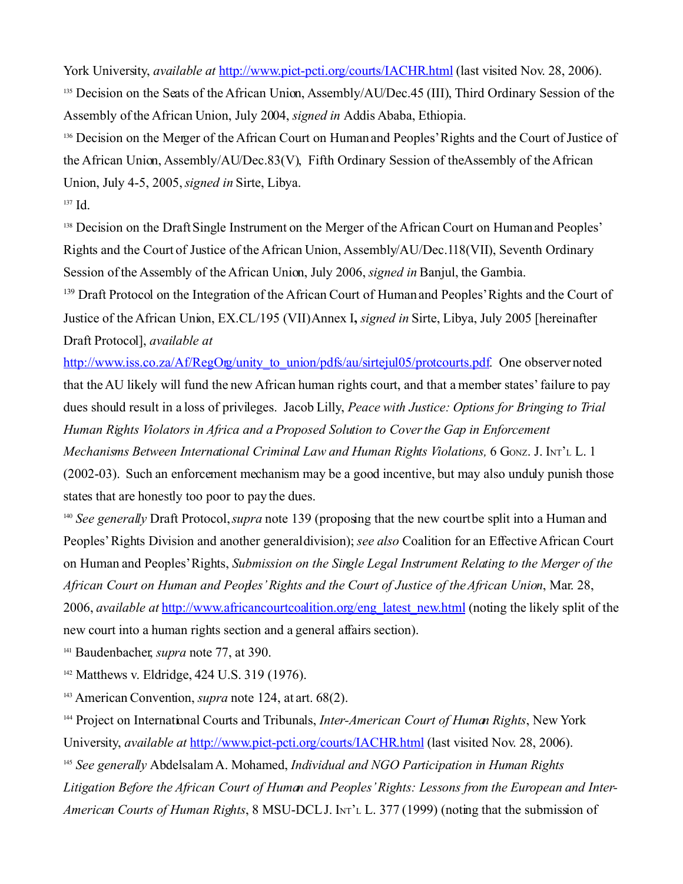York University, *available at* http://www.pict-pcti.org/courts/IACHR.html (last visited Nov. 28, 2006).

[135] Decision on the Seats of the African Union, Assembly/AU/Dec.45 (III), Third Ordinary Session of the Assembly of the African Union, July 2004, *signed in* Addis Ababa, Ethiopia.

[136] Decision on the Merger of the African Court on Human and Peoples' Rights and the Court of Justice of the African Union, Assembly/AU/Dec.83(V), Fifth Ordinary Session of theAssembly of the African Union, July 4-5, 2005, *signed in* Sirte, Libya.

[137] Id.

[138] Decision on the Draft Single Instrument on the Merger of the African Court on Human and Peoples' Rights and the Court of Justice of the African Union, Assembly/AU/Dec.118(VII), Seventh Ordinary Session of the Assembly of the African Union, July 2006, *signed in* Banjul, the Gambia.

[139] Draft Protocol on the Integration of the African Court of Human and Peoples' Rights and the Court of Justice of the African Union, EX.CL/195 (VII) Annex I**,** *signed in* Sirte, Libya, July 2005 [hereinafter Draft Protocol], *available at* http://www.iss.co.za/Af/RegOrg/unity_to_union/pdfs/au/sirtejul05/protcourts.pdf. One observer noted that the AU likely will fund the new African human rights court, and that a member states' failure to pay dues should result in a loss of privileges. Jacob Lilly, *Peace with Justice: Options for Bringing to Trial Human Rights Violators in Africa and a Proposed Solution to Cover the Gap in Enforcement Mechanisms Between International Criminal Law and Human Rights Violations,* 6 Gonz. J. Int'l L. 1 (2002-03). Such an enforcement mechanism may be a good incentive, but may also unduly punish those states that are honestly too poor to pay the dues.

[140] *See generally* Draft Protocol, *supra* note 139 (proposing that the new court be split into a Human and Peoples' Rights Division and another general division); *see also* Coalition for an Effective African Court on Human and Peoples' Rights, *Submission on the Single Legal Instrument Relating to the Merger of the African Court on Human and Peoples' Rights and the Court of Justice of the African Union*, Mar. 28, 2006, *available at* http://www.africancourtcoalition.org/eng_latest_new.html (noting the likely split of the new court into a human rights section and a general affairs section).

[141] Baudenbacher, *supra* note 77, at 390.

[142] Matthews v. Eldridge, 424 U.S. 319 (1976).

[143] American Convention, *supra* note 124, at art. 68(2).

[144] Project on International Courts and Tribunals, *Inter-American Court of Human Rights*, New York University, *available at* http://www.pict-pcti.org/courts/IACHR.html (last visited Nov. 28, 2006).

[145] *See generally* Abdelsalam A. Mohamed, *Individual and NGO Participation in Human Rights Litigation Before the African Court of Human and Peoples' Rights: Lessons from the European and Inter-American Courts of Human Rights*, 8 MSU-DCL J. Int'l L. 377 (1999) (noting that the submission of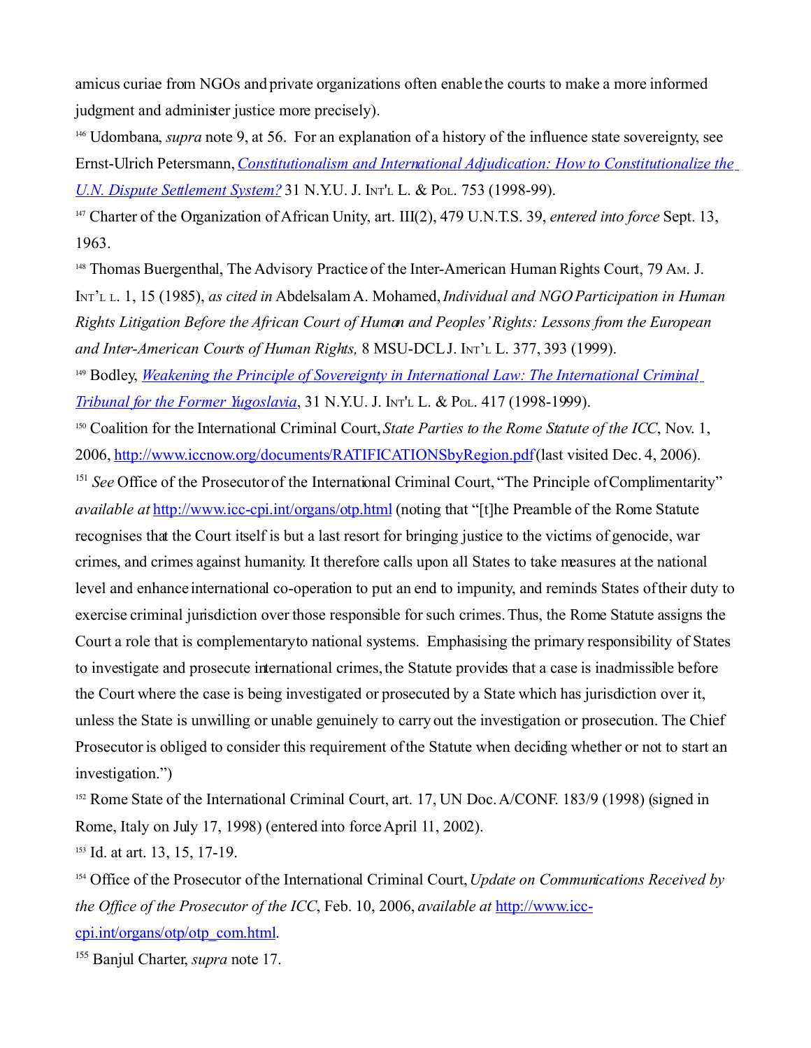amicus curiae from NGOs and private organizations often enable the courts to make a more informed judgment and administer justice more precisely).

[146] Udombana, *supra* note 9, at 56. For an explanation of a history of the influence state sovereignty, see Ernst-Ulrich Petersmann, *[Constitutionalism and International Adjudication: How to Constitutionalize the U.N. Dispute Settlement System?](#)* 31 N.Y.U. J. INT'L L. & POL. 753 (1998-99).

[147] Charter of the Organization of African Unity, art. III(2), 479 U.N.T.S. 39, *entered into force* Sept. 13, 1963.

[148] Thomas Buergenthal, The Advisory Practice of the Inter-American Human Rights Court, 79 AM. J. INT'L L. 1, 15 (1985), *as cited in* Abdelsalam A. Mohamed, *Individual and NGO Participation in Human Rights Litigation Before the African Court of Human and Peoples' Rights: Lessons from the European and Inter-American Courts of Human Rights,* 8 MSU-DCL J. INT'L L. 377, 393 (1999).

[149] Bodley, *[Weakening the Principle of Sovereignty in International Law: The International Criminal Tribunal for the Former Yugoslavia](#)*, 31 N.Y.U. J. INT'L L. & POL. 417 (1998-1999).

[150] Coalition for the International Criminal Court, *State Parties to the Rome Statute of the ICC*, Nov. 1, 2006, http://www.iccnow.org/documents/RATIFICATIONSbyRegion.pdf (last visited Dec. 4, 2006).

[151] *See* Office of the Prosecutor of the International Criminal Court, "The Principle of Complimentarity" *available at* http://www.icc-cpi.int/organs/otp.html (noting that "[t]he Preamble of the Rome Statute recognises that the Court itself is but a last resort for bringing justice to the victims of genocide, war crimes, and crimes against humanity. It therefore calls upon all States to take measures at the national level and enhance international co-operation to put an end to impunity, and reminds States of their duty to exercise criminal jurisdiction over those responsible for such crimes. Thus, the Rome Statute assigns the Court a role that is complementary to national systems. Emphasising the primary responsibility of States to investigate and prosecute international crimes, the Statute provides that a case is inadmissible before the Court where the case is being investigated or prosecuted by a State which has jurisdiction over it, unless the State is unwilling or unable genuinely to carry out the investigation or prosecution. The Chief Prosecutor is obliged to consider this requirement of the Statute when deciding whether or not to start an investigation.")

[152] Rome State of the International Criminal Court, art. 17, UN Doc. A/CONF. 183/9 (1998) (signed in Rome, Italy on July 17, 1998) (entered into force April 11, 2002).

[153] Id. at art. 13, 15, 17-19.

[154] Office of the Prosecutor of the International Criminal Court, *Update on Communications Received by the Office of the Prosecutor of the ICC*, Feb. 10, 2006, *available at* http://www.icc-cpi.int/organs/otp/otp_com.html.

[155] Banjul Charter, *supra* note 17.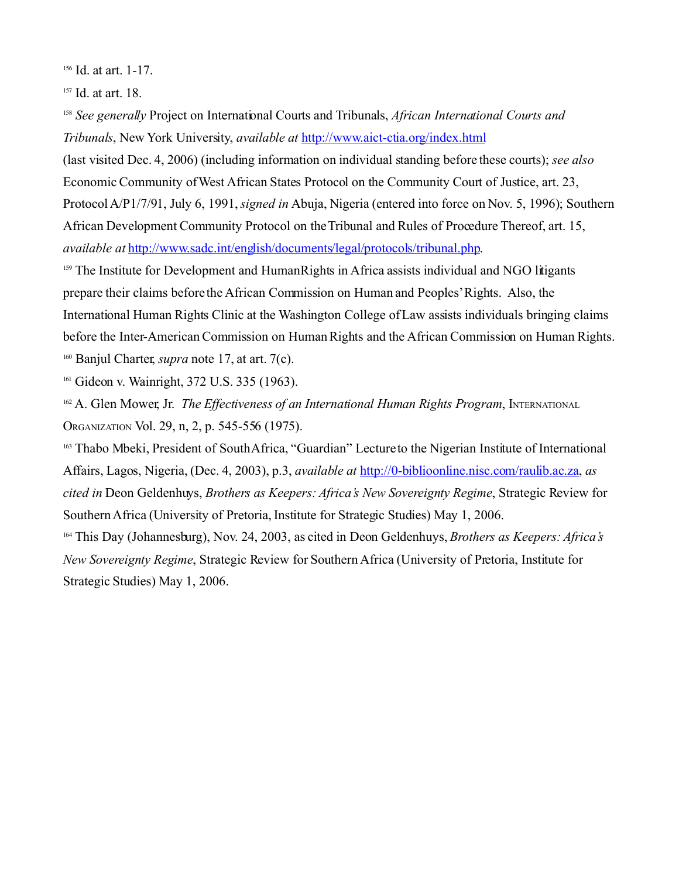[156] Id. at art. 1-17.

[157] Id. at art. 18.

[158] *See generally* Project on International Courts and Tribunals, *African International Courts and Tribunals*, New York University, *available at* http://www.aict-ctia.org/index.html (last visited Dec. 4, 2006) (including information on individual standing before these courts); *see also* Economic Community of West African States Protocol on the Community Court of Justice, art. 23, Protocol A/P1/7/91, July 6, 1991, *signed in* Abuja, Nigeria (entered into force on Nov. 5, 1996); Southern African Development Community Protocol on the Tribunal and Rules of Procedure Thereof, art. 15, *available at* http://www.sadc.int/english/documents/legal/protocols/tribunal.php.

[159] The Institute for Development and Human Rights in Africa assists individual and NGO litigants prepare their claims before the African Commission on Human and Peoples' Rights. Also, the International Human Rights Clinic at the Washington College of Law assists individuals bringing claims before the Inter-American Commission on Human Rights and the African Commission on Human Rights.

[160] Banjul Charter, *supra* note 17, at art. 7(c).

[161] Gideon v. Wainright, 372 U.S. 335 (1963).

[162] A. Glen Mower, Jr. *The Effectiveness of an International Human Rights Program*, International Organization Vol. 29, n, 2, p. 545-556 (1975).

[163] Thabo Mbeki, President of South Africa, "Guardian" Lecture to the Nigerian Institute of International Affairs, Lagos, Nigeria, (Dec. 4, 2003), p.3, *available at* http://0-biblioonline.nisc.com/raulib.ac.za, *as cited in* Deon Geldenhuys, *Brothers as Keepers: Africa's New Sovereignty Regime*, Strategic Review for Southern Africa (University of Pretoria, Institute for Strategic Studies) May 1, 2006.

[164] This Day (Johannesburg), Nov. 24, 2003, as cited in Deon Geldenhuys, *Brothers as Keepers: Africa's New Sovereignty Regime*, Strategic Review for Southern Africa (University of Pretoria, Institute for Strategic Studies) May 1, 2006.